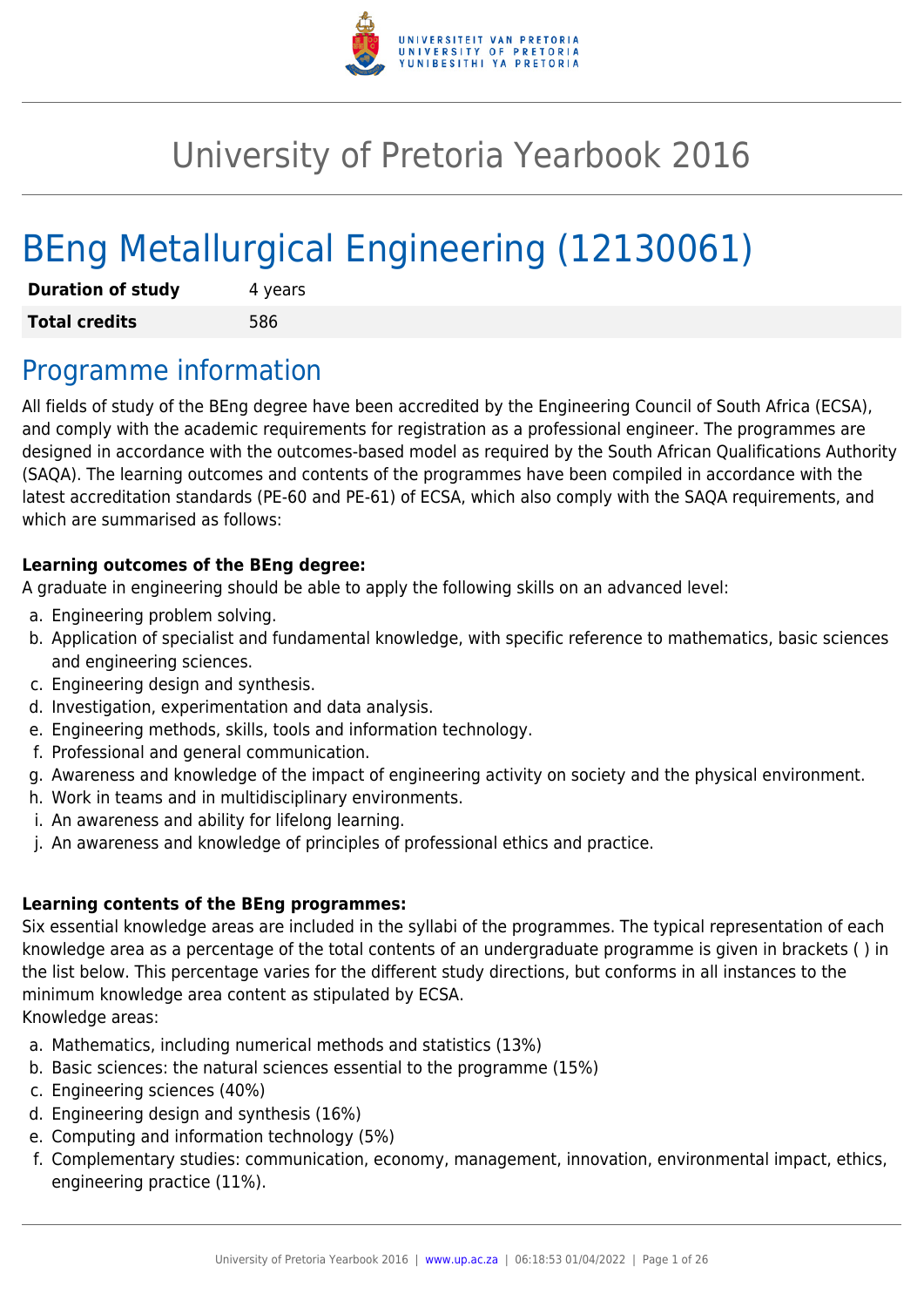# University of Pretoria Yearbook 2016

# BEng Metallurgical Engineering (12130061)

| | |
|---|---|
| **Duration of study** | 4 years |
| **Total credits** | 586 |

## Programme information

All fields of study of the BEng degree have been accredited by the Engineering Council of South Africa (ECSA), and comply with the academic requirements for registration as a professional engineer. The programmes are designed in accordance with the outcomes-based model as required by the South African Qualifications Authority (SAQA). The learning outcomes and contents of the programmes have been compiled in accordance with the latest accreditation standards (PE-60 and PE-61) of ECSA, which also comply with the SAQA requirements, and which are summarised as follows:

**Learning outcomes of the BEng degree:**
A graduate in engineering should be able to apply the following skills on an advanced level:

a. Engineering problem solving.
b. Application of specialist and fundamental knowledge, with specific reference to mathematics, basic sciences and engineering sciences.
c. Engineering design and synthesis.
d. Investigation, experimentation and data analysis.
e. Engineering methods, skills, tools and information technology.
f. Professional and general communication.
g. Awareness and knowledge of the impact of engineering activity on society and the physical environment.
h. Work in teams and in multidisciplinary environments.
i. An awareness and ability for lifelong learning.
j. An awareness and knowledge of principles of professional ethics and practice.

**Learning contents of the BEng programmes:**
Six essential knowledge areas are included in the syllabi of the programmes. The typical representation of each knowledge area as a percentage of the total contents of an undergraduate programme is given in brackets ( ) in the list below. This percentage varies for the different study directions, but conforms in all instances to the minimum knowledge area content as stipulated by ECSA.
Knowledge areas:

a. Mathematics, including numerical methods and statistics (13%)
b. Basic sciences: the natural sciences essential to the programme (15%)
c. Engineering sciences (40%)
d. Engineering design and synthesis (16%)
e. Computing and information technology (5%)
f. Complementary studies: communication, economy, management, innovation, environmental impact, ethics, engineering practice (11%).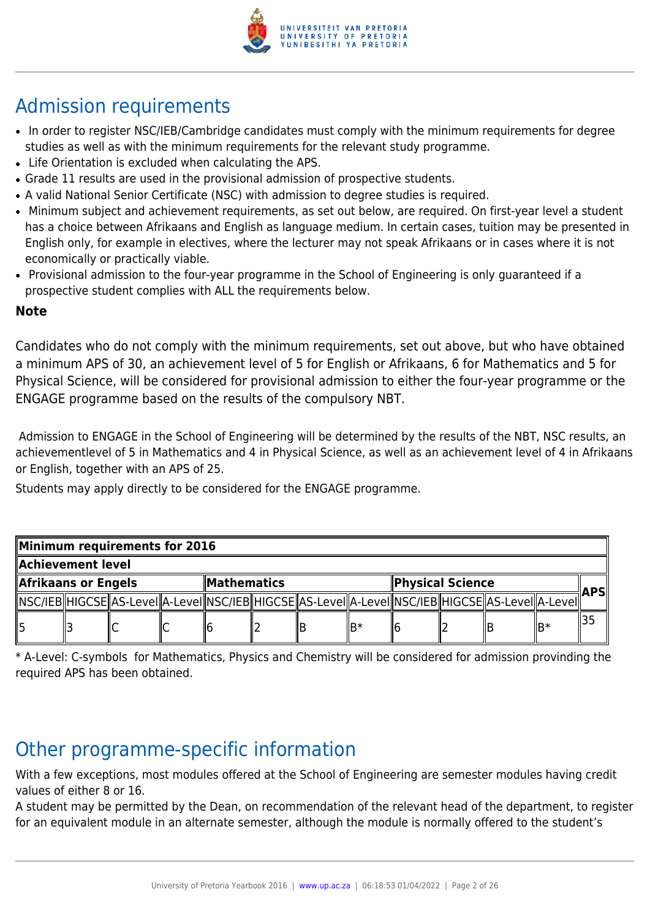## Admission requirements

- In order to register NSC/IEB/Cambridge candidates must comply with the minimum requirements for degree studies as well as with the minimum requirements for the relevant study programme.
- Life Orientation is excluded when calculating the APS.
- Grade 11 results are used in the provisional admission of prospective students.
- A valid National Senior Certificate (NSC) with admission to degree studies is required.
- Minimum subject and achievement requirements, as set out below, are required. On first-year level a student has a choice between Afrikaans and English as language medium. In certain cases, tuition may be presented in English only, for example in electives, where the lecturer may not speak Afrikaans or in cases where it is not economically or practically viable.
- Provisional admission to the four-year programme in the School of Engineering is only guaranteed if a prospective student complies with ALL the requirements below.

**Note**

Candidates who do not comply with the minimum requirements, set out above, but who have obtained a minimum APS of 30, an achievement level of 5 for English or Afrikaans, 6 for Mathematics and 5 for Physical Science, will be considered for provisional admission to either the four-year programme or the ENGAGE programme based on the results of the compulsory NBT.

Admission to ENGAGE in the School of Engineering will be determined by the results of the NBT, NSC results, an achievementlevel of 5 in Mathematics and 4 in Physical Science, as well as an achievement level of 4 in Afrikaans or English, together with an APS of 25.

Students may apply directly to be considered for the ENGAGE programme.

| **Minimum requirements for 2016** | | | | | | | | | | | | |
|---|---|---|---|---|---|---|---|---|---|---|---|---|
| **Achievement level** | | | | | | | | | | | | |
| **Afrikaans or Engels** | | | | **Mathematics** | | | | **Physical Science** | | | | **APS** |
| NSC/IEB | HIGCSE | AS-Level | A-Level | NSC/IEB | HIGCSE | AS-Level | A-Level | NSC/IEB | HIGCSE | AS-Level | A-Level | |
| 5 | 3 | C | C | 6 | 2 | B | B* | 6 | 2 | B | B* | 35 |

* A-Level: C-symbols for Mathematics, Physics and Chemistry will be considered for admission provinding the required APS has been obtained.

## Other programme-specific information

With a few exceptions, most modules offered at the School of Engineering are semester modules having credit values of either 8 or 16.

A student may be permitted by the Dean, on recommendation of the relevant head of the department, to register for an equivalent module in an alternate semester, although the module is normally offered to the student's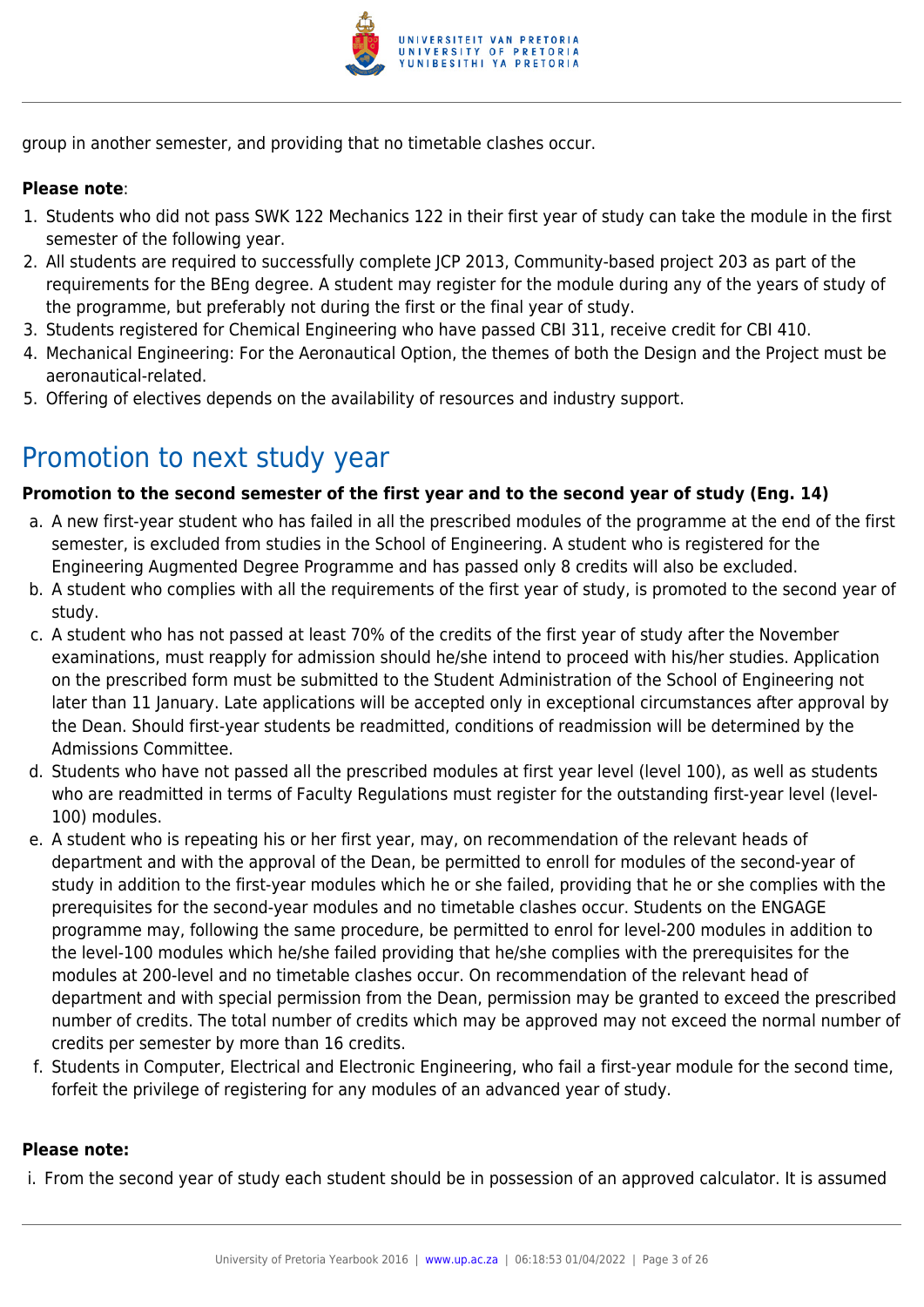group in another semester, and providing that no timetable clashes occur.

**Please note**:

1. Students who did not pass SWK 122 Mechanics 122 in their first year of study can take the module in the first semester of the following year.
2. All students are required to successfully complete JCP 2013, Community-based project 203 as part of the requirements for the BEng degree. A student may register for the module during any of the years of study of the programme, but preferably not during the first or the final year of study.
3. Students registered for Chemical Engineering who have passed CBI 311, receive credit for CBI 410.
4. Mechanical Engineering: For the Aeronautical Option, the themes of both the Design and the Project must be aeronautical-related.
5. Offering of electives depends on the availability of resources and industry support.

# Promotion to next study year

**Promotion to the second semester of the first year and to the second year of study (Eng. 14)**

a. A new first-year student who has failed in all the prescribed modules of the programme at the end of the first semester, is excluded from studies in the School of Engineering. A student who is registered for the Engineering Augmented Degree Programme and has passed only 8 credits will also be excluded.
b. A student who complies with all the requirements of the first year of study, is promoted to the second year of study.
c. A student who has not passed at least 70% of the credits of the first year of study after the November examinations, must reapply for admission should he/she intend to proceed with his/her studies. Application on the prescribed form must be submitted to the Student Administration of the School of Engineering not later than 11 January. Late applications will be accepted only in exceptional circumstances after approval by the Dean. Should first-year students be readmitted, conditions of readmission will be determined by the Admissions Committee.
d. Students who have not passed all the prescribed modules at first year level (level 100), as well as students who are readmitted in terms of Faculty Regulations must register for the outstanding first-year level (level-100) modules.
e. A student who is repeating his or her first year, may, on recommendation of the relevant heads of department and with the approval of the Dean, be permitted to enroll for modules of the second-year of study in addition to the first-year modules which he or she failed, providing that he or she complies with the prerequisites for the second-year modules and no timetable clashes occur. Students on the ENGAGE programme may, following the same procedure, be permitted to enrol for level-200 modules in addition to the level-100 modules which he/she failed providing that he/she complies with the prerequisites for the modules at 200-level and no timetable clashes occur. On recommendation of the relevant head of department and with special permission from the Dean, permission may be granted to exceed the prescribed number of credits. The total number of credits which may be approved may not exceed the normal number of credits per semester by more than 16 credits.
f. Students in Computer, Electrical and Electronic Engineering, who fail a first-year module for the second time, forfeit the privilege of registering for any modules of an advanced year of study.

**Please note:**

i. From the second year of study each student should be in possession of an approved calculator. It is assumed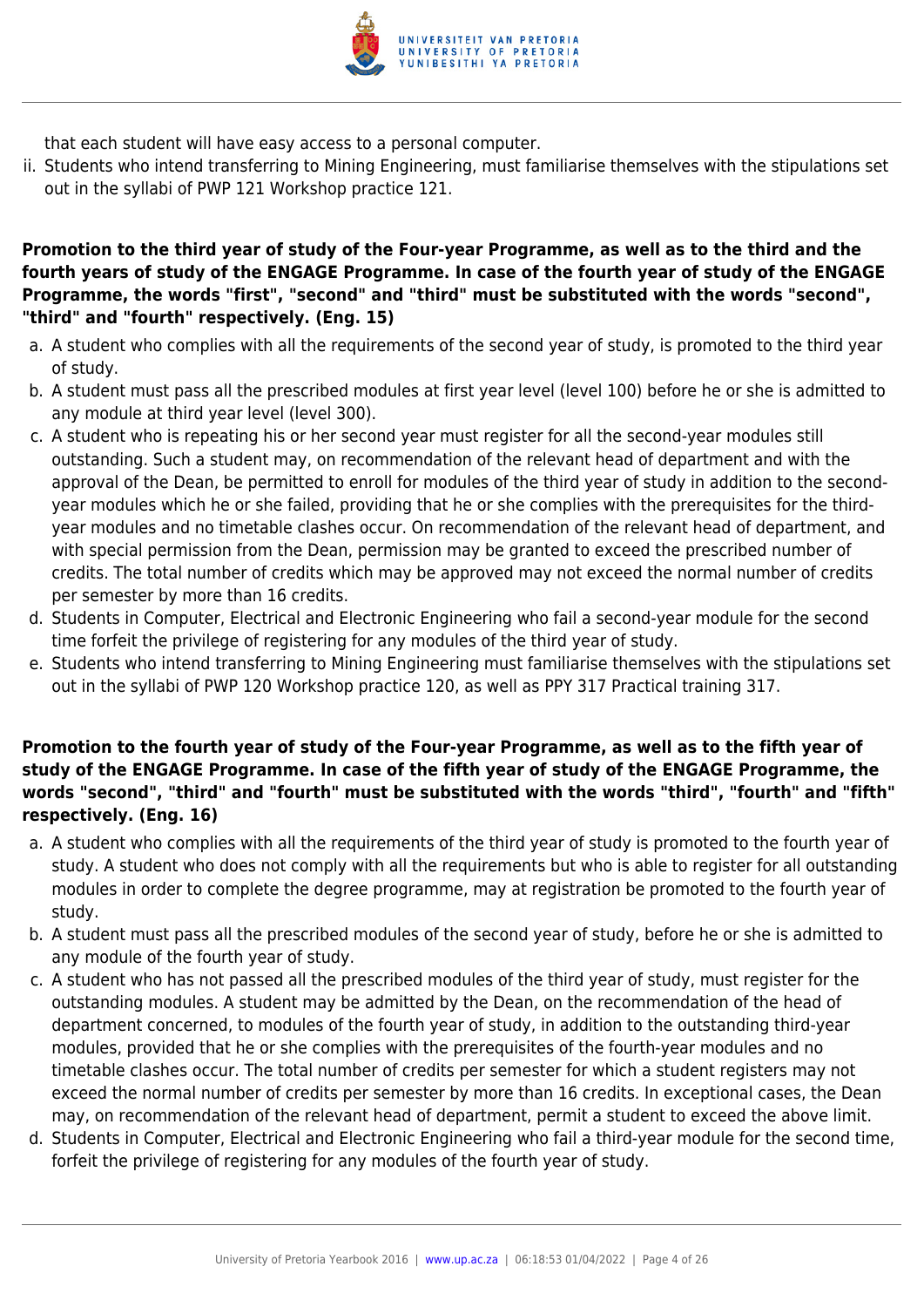that each student will have easy access to a personal computer.

ii. Students who intend transferring to Mining Engineering, must familiarise themselves with the stipulations set out in the syllabi of PWP 121 Workshop practice 121.

**Promotion to the third year of study of the Four-year Programme, as well as to the third and the fourth years of study of the ENGAGE Programme. In case of the fourth year of study of the ENGAGE Programme, the words "first", "second" and "third" must be substituted with the words "second", "third" and "fourth" respectively. (Eng. 15)**

a. A student who complies with all the requirements of the second year of study, is promoted to the third year of study.
b. A student must pass all the prescribed modules at first year level (level 100) before he or she is admitted to any module at third year level (level 300).
c. A student who is repeating his or her second year must register for all the second-year modules still outstanding. Such a student may, on recommendation of the relevant head of department and with the approval of the Dean, be permitted to enroll for modules of the third year of study in addition to the second-year modules which he or she failed, providing that he or she complies with the prerequisites for the third-year modules and no timetable clashes occur. On recommendation of the relevant head of department, and with special permission from the Dean, permission may be granted to exceed the prescribed number of credits. The total number of credits which may be approved may not exceed the normal number of credits per semester by more than 16 credits.
d. Students in Computer, Electrical and Electronic Engineering who fail a second-year module for the second time forfeit the privilege of registering for any modules of the third year of study.
e. Students who intend transferring to Mining Engineering must familiarise themselves with the stipulations set out in the syllabi of PWP 120 Workshop practice 120, as well as PPY 317 Practical training 317.

**Promotion to the fourth year of study of the Four-year Programme, as well as to the fifth year of study of the ENGAGE Programme. In case of the fifth year of study of the ENGAGE Programme, the words "second", "third" and "fourth" must be substituted with the words "third", "fourth" and "fifth" respectively. (Eng. 16)**

a. A student who complies with all the requirements of the third year of study is promoted to the fourth year of study. A student who does not comply with all the requirements but who is able to register for all outstanding modules in order to complete the degree programme, may at registration be promoted to the fourth year of study.
b. A student must pass all the prescribed modules of the second year of study, before he or she is admitted to any module of the fourth year of study.
c. A student who has not passed all the prescribed modules of the third year of study, must register for the outstanding modules. A student may be admitted by the Dean, on the recommendation of the head of department concerned, to modules of the fourth year of study, in addition to the outstanding third-year modules, provided that he or she complies with the prerequisites of the fourth-year modules and no timetable clashes occur. The total number of credits per semester for which a student registers may not exceed the normal number of credits per semester by more than 16 credits. In exceptional cases, the Dean may, on recommendation of the relevant head of department, permit a student to exceed the above limit.
d. Students in Computer, Electrical and Electronic Engineering who fail a third-year module for the second time, forfeit the privilege of registering for any modules of the fourth year of study.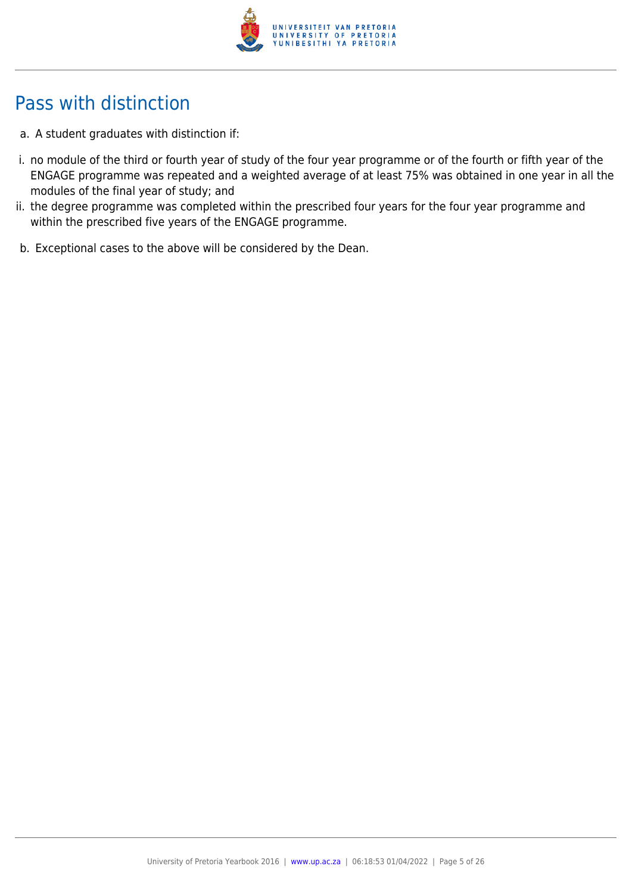## Pass with distinction

a. A student graduates with distinction if:

i. no module of the third or fourth year of study of the four year programme or of the fourth or fifth year of the ENGAGE programme was repeated and a weighted average of at least 75% was obtained in one year in all the modules of the final year of study; and

ii. the degree programme was completed within the prescribed four years for the four year programme and within the prescribed five years of the ENGAGE programme.

b. Exceptional cases to the above will be considered by the Dean.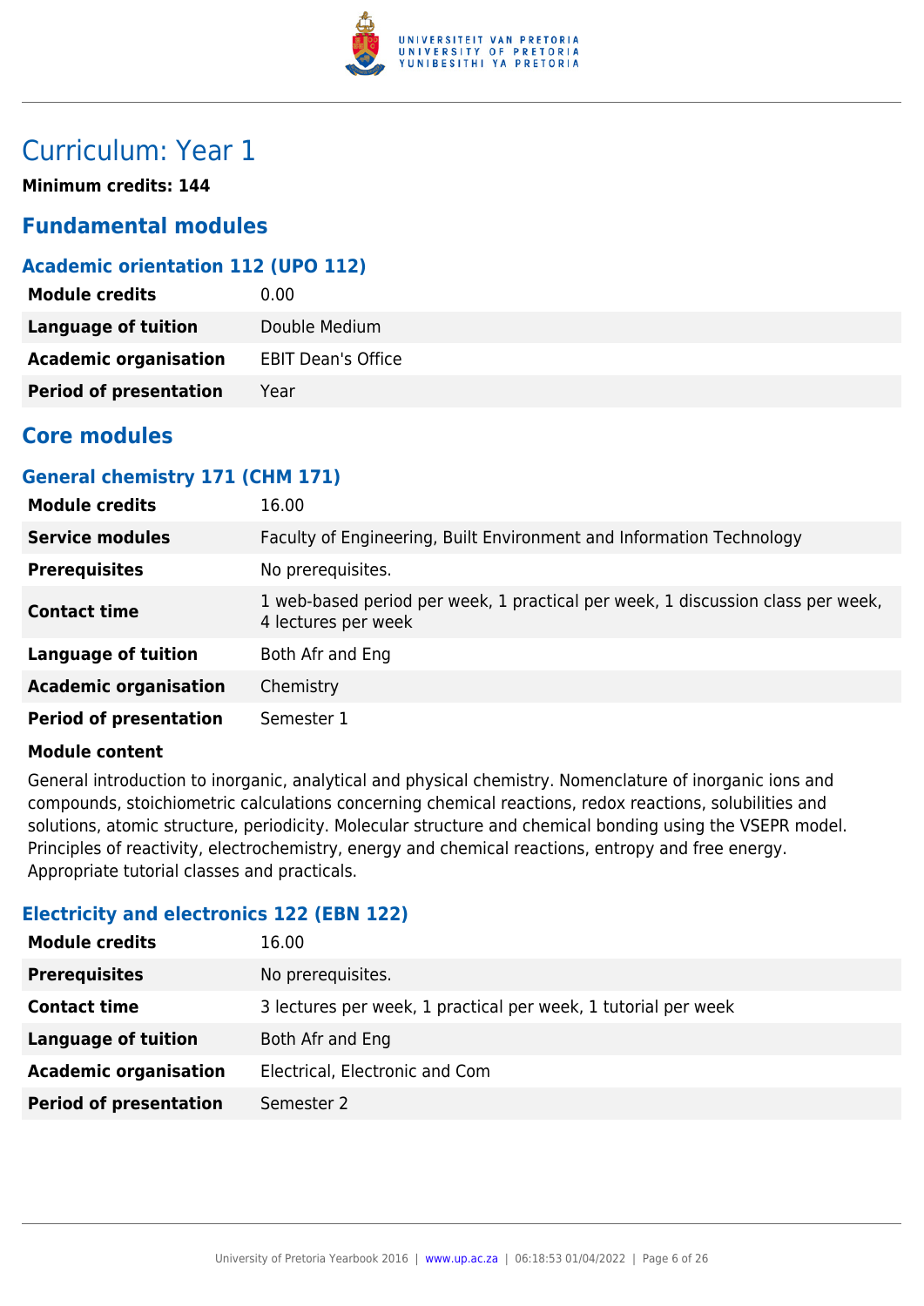# Curriculum: Year 1

**Minimum credits: 144**

## Fundamental modules

### Academic orientation 112 (UPO 112)

| | |
|---|---|
| **Module credits** | 0.00 |
| **Language of tuition** | Double Medium |
| **Academic organisation** | EBIT Dean's Office |
| **Period of presentation** | Year |

## Core modules

### General chemistry 171 (CHM 171)

| | |
|---|---|
| **Module credits** | 16.00 |
| **Service modules** | Faculty of Engineering, Built Environment and Information Technology |
| **Prerequisites** | No prerequisites. |
| **Contact time** | 1 web-based period per week, 1 practical per week, 1 discussion class per week, 4 lectures per week |
| **Language of tuition** | Both Afr and Eng |
| **Academic organisation** | Chemistry |
| **Period of presentation** | Semester 1 |

**Module content**

General introduction to inorganic, analytical and physical chemistry. Nomenclature of inorganic ions and compounds, stoichiometric calculations concerning chemical reactions, redox reactions, solubilities and solutions, atomic structure, periodicity. Molecular structure and chemical bonding using the VSEPR model. Principles of reactivity, electrochemistry, energy and chemical reactions, entropy and free energy. Appropriate tutorial classes and practicals.

### Electricity and electronics 122 (EBN 122)

| | |
|---|---|
| **Module credits** | 16.00 |
| **Prerequisites** | No prerequisites. |
| **Contact time** | 3 lectures per week, 1 practical per week, 1 tutorial per week |
| **Language of tuition** | Both Afr and Eng |
| **Academic organisation** | Electrical, Electronic and Com |
| **Period of presentation** | Semester 2 |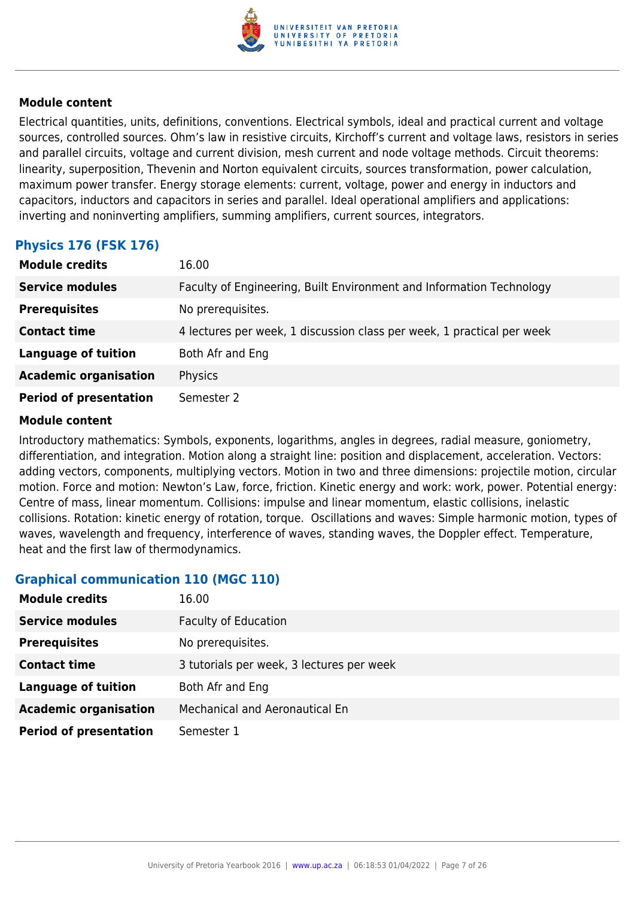### Module content

Electrical quantities, units, definitions, conventions. Electrical symbols, ideal and practical current and voltage sources, controlled sources. Ohm's law in resistive circuits, Kirchoff's current and voltage laws, resistors in series and parallel circuits, voltage and current division, mesh current and node voltage methods. Circuit theorems: linearity, superposition, Thevenin and Norton equivalent circuits, sources transformation, power calculation, maximum power transfer. Energy storage elements: current, voltage, power and energy in inductors and capacitors, inductors and capacitors in series and parallel. Ideal operational amplifiers and applications: inverting and noninverting amplifiers, summing amplifiers, current sources, integrators.

## Physics 176 (FSK 176)

| | |
|---|---|
| **Module credits** | 16.00 |
| **Service modules** | Faculty of Engineering, Built Environment and Information Technology |
| **Prerequisites** | No prerequisites. |
| **Contact time** | 4 lectures per week, 1 discussion class per week, 1 practical per week |
| **Language of tuition** | Both Afr and Eng |
| **Academic organisation** | Physics |
| **Period of presentation** | Semester 2 |

### Module content

Introductory mathematics: Symbols, exponents, logarithms, angles in degrees, radial measure, goniometry, differentiation, and integration. Motion along a straight line: position and displacement, acceleration. Vectors: adding vectors, components, multiplying vectors. Motion in two and three dimensions: projectile motion, circular motion. Force and motion: Newton's Law, force, friction. Kinetic energy and work: work, power. Potential energy: Centre of mass, linear momentum. Collisions: impulse and linear momentum, elastic collisions, inelastic collisions. Rotation: kinetic energy of rotation, torque. Oscillations and waves: Simple harmonic motion, types of waves, wavelength and frequency, interference of waves, standing waves, the Doppler effect. Temperature, heat and the first law of thermodynamics.

## Graphical communication 110 (MGC 110)

| | |
|---|---|
| **Module credits** | 16.00 |
| **Service modules** | Faculty of Education |
| **Prerequisites** | No prerequisites. |
| **Contact time** | 3 tutorials per week, 3 lectures per week |
| **Language of tuition** | Both Afr and Eng |
| **Academic organisation** | Mechanical and Aeronautical En |
| **Period of presentation** | Semester 1 |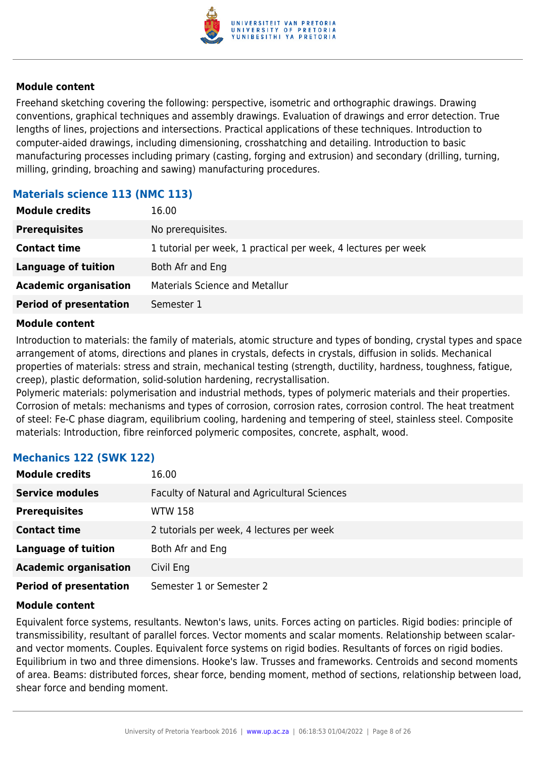#### Module content

Freehand sketching covering the following: perspective, isometric and orthographic drawings. Drawing conventions, graphical techniques and assembly drawings. Evaluation of drawings and error detection. True lengths of lines, projections and intersections. Practical applications of these techniques. Introduction to computer-aided drawings, including dimensioning, crosshatching and detailing. Introduction to basic manufacturing processes including primary (casting, forging and extrusion) and secondary (drilling, turning, milling, grinding, broaching and sawing) manufacturing procedures.

### Materials science 113 (NMC 113)

| | |
|---|---|
| **Module credits** | 16.00 |
| **Prerequisites** | No prerequisites. |
| **Contact time** | 1 tutorial per week, 1 practical per week, 4 lectures per week |
| **Language of tuition** | Both Afr and Eng |
| **Academic organisation** | Materials Science and Metallur |
| **Period of presentation** | Semester 1 |

#### Module content

Introduction to materials: the family of materials, atomic structure and types of bonding, crystal types and space arrangement of atoms, directions and planes in crystals, defects in crystals, diffusion in solids. Mechanical properties of materials: stress and strain, mechanical testing (strength, ductility, hardness, toughness, fatigue, creep), plastic deformation, solid-solution hardening, recrystallisation.
Polymeric materials: polymerisation and industrial methods, types of polymeric materials and their properties. Corrosion of metals: mechanisms and types of corrosion, corrosion rates, corrosion control. The heat treatment of steel: Fe-C phase diagram, equilibrium cooling, hardening and tempering of steel, stainless steel. Composite materials: Introduction, fibre reinforced polymeric composites, concrete, asphalt, wood.

### Mechanics 122 (SWK 122)

| | |
|---|---|
| **Module credits** | 16.00 |
| **Service modules** | Faculty of Natural and Agricultural Sciences |
| **Prerequisites** | WTW 158 |
| **Contact time** | 2 tutorials per week, 4 lectures per week |
| **Language of tuition** | Both Afr and Eng |
| **Academic organisation** | Civil Eng |
| **Period of presentation** | Semester 1 or Semester 2 |

#### Module content

Equivalent force systems, resultants. Newton's laws, units. Forces acting on particles. Rigid bodies: principle of transmissibility, resultant of parallel forces. Vector moments and scalar moments. Relationship between scalar- and vector moments. Couples. Equivalent force systems on rigid bodies. Resultants of forces on rigid bodies. Equilibrium in two and three dimensions. Hooke's law. Trusses and frameworks. Centroids and second moments of area. Beams: distributed forces, shear force, bending moment, method of sections, relationship between load, shear force and bending moment.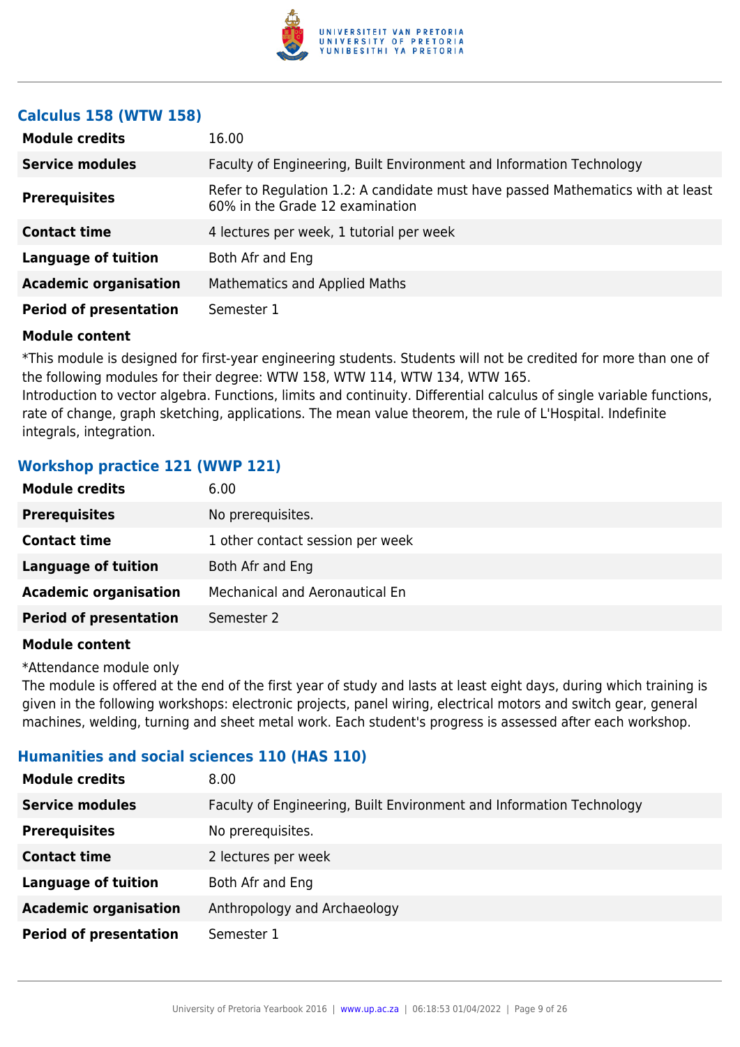### Calculus 158 (WTW 158)

| | |
|---|---|
| **Module credits** | 16.00 |
| **Service modules** | Faculty of Engineering, Built Environment and Information Technology |
| **Prerequisites** | Refer to Regulation 1.2: A candidate must have passed Mathematics with at least 60% in the Grade 12 examination |
| **Contact time** | 4 lectures per week, 1 tutorial per week |
| **Language of tuition** | Both Afr and Eng |
| **Academic organisation** | Mathematics and Applied Maths |
| **Period of presentation** | Semester 1 |

**Module content**

*This module is designed for first-year engineering students. Students will not be credited for more than one of the following modules for their degree: WTW 158, WTW 114, WTW 134, WTW 165.
Introduction to vector algebra. Functions, limits and continuity. Differential calculus of single variable functions, rate of change, graph sketching, applications. The mean value theorem, the rule of L'Hospital. Indefinite integrals, integration.

### Workshop practice 121 (WWP 121)

| | |
|---|---|
| **Module credits** | 6.00 |
| **Prerequisites** | No prerequisites. |
| **Contact time** | 1 other contact session per week |
| **Language of tuition** | Both Afr and Eng |
| **Academic organisation** | Mechanical and Aeronautical En |
| **Period of presentation** | Semester 2 |

**Module content**

*Attendance module only
The module is offered at the end of the first year of study and lasts at least eight days, during which training is given in the following workshops: electronic projects, panel wiring, electrical motors and switch gear, general machines, welding, turning and sheet metal work. Each student's progress is assessed after each workshop.

### Humanities and social sciences 110 (HAS 110)

| | |
|---|---|
| **Module credits** | 8.00 |
| **Service modules** | Faculty of Engineering, Built Environment and Information Technology |
| **Prerequisites** | No prerequisites. |
| **Contact time** | 2 lectures per week |
| **Language of tuition** | Both Afr and Eng |
| **Academic organisation** | Anthropology and Archaeology |
| **Period of presentation** | Semester 1 |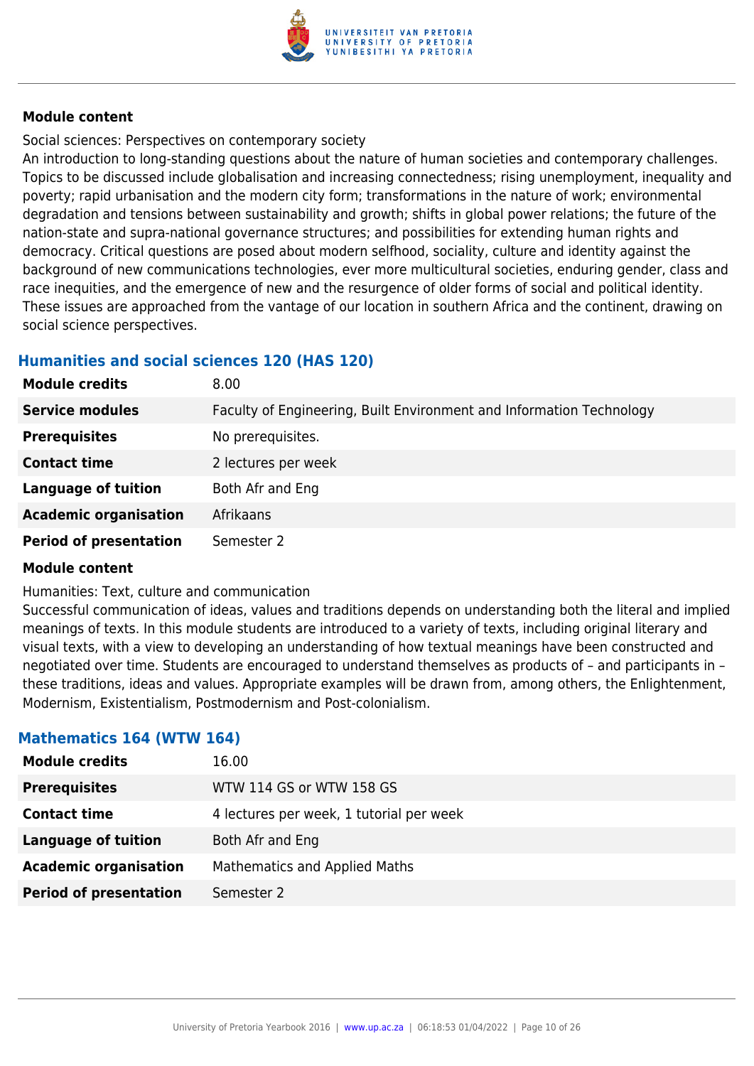#### Module content

Social sciences: Perspectives on contemporary society

An introduction to long-standing questions about the nature of human societies and contemporary challenges. Topics to be discussed include globalisation and increasing connectedness; rising unemployment, inequality and poverty; rapid urbanisation and the modern city form; transformations in the nature of work; environmental degradation and tensions between sustainability and growth; shifts in global power relations; the future of the nation-state and supra-national governance structures; and possibilities for extending human rights and democracy. Critical questions are posed about modern selfhood, sociality, culture and identity against the background of new communications technologies, ever more multicultural societies, enduring gender, class and race inequities, and the emergence of new and the resurgence of older forms of social and political identity. These issues are approached from the vantage of our location in southern Africa and the continent, drawing on social science perspectives.

### Humanities and social sciences 120 (HAS 120)

| | |
|---|---|
| **Module credits** | 8.00 |
| **Service modules** | Faculty of Engineering, Built Environment and Information Technology |
| **Prerequisites** | No prerequisites. |
| **Contact time** | 2 lectures per week |
| **Language of tuition** | Both Afr and Eng |
| **Academic organisation** | Afrikaans |
| **Period of presentation** | Semester 2 |

#### Module content

Humanities: Text, culture and communication

Successful communication of ideas, values and traditions depends on understanding both the literal and implied meanings of texts. In this module students are introduced to a variety of texts, including original literary and visual texts, with a view to developing an understanding of how textual meanings have been constructed and negotiated over time. Students are encouraged to understand themselves as products of – and participants in – these traditions, ideas and values. Appropriate examples will be drawn from, among others, the Enlightenment, Modernism, Existentialism, Postmodernism and Post-colonialism.

### Mathematics 164 (WTW 164)

| | |
|---|---|
| **Module credits** | 16.00 |
| **Prerequisites** | WTW 114 GS or WTW 158 GS |
| **Contact time** | 4 lectures per week, 1 tutorial per week |
| **Language of tuition** | Both Afr and Eng |
| **Academic organisation** | Mathematics and Applied Maths |
| **Period of presentation** | Semester 2 |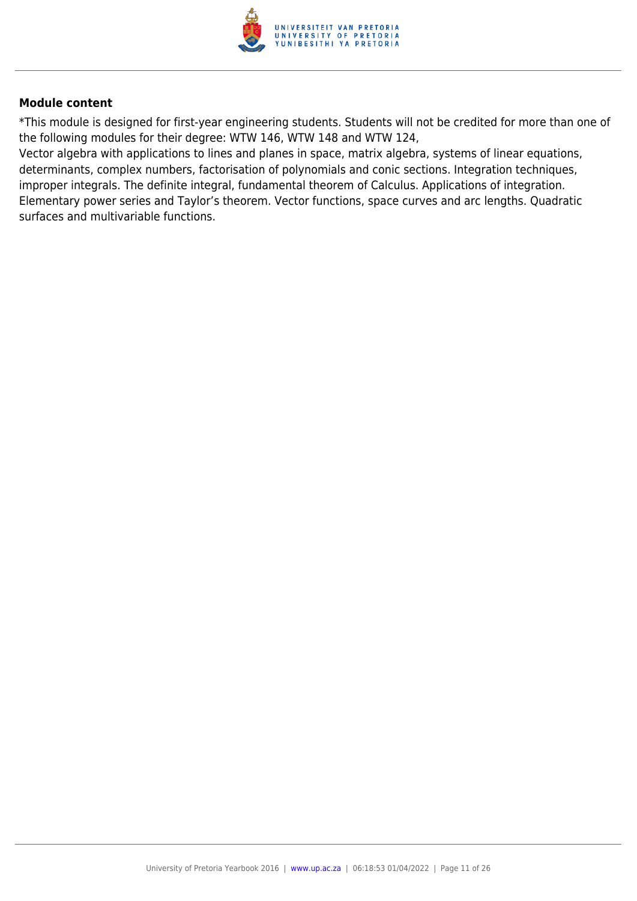**Module content**

*This module is designed for first-year engineering students. Students will not be credited for more than one of the following modules for their degree: WTW 146, WTW 148 and WTW 124,
Vector algebra with applications to lines and planes in space, matrix algebra, systems of linear equations, determinants, complex numbers, factorisation of polynomials and conic sections. Integration techniques, improper integrals. The definite integral, fundamental theorem of Calculus. Applications of integration. Elementary power series and Taylor's theorem. Vector functions, space curves and arc lengths. Quadratic surfaces and multivariable functions.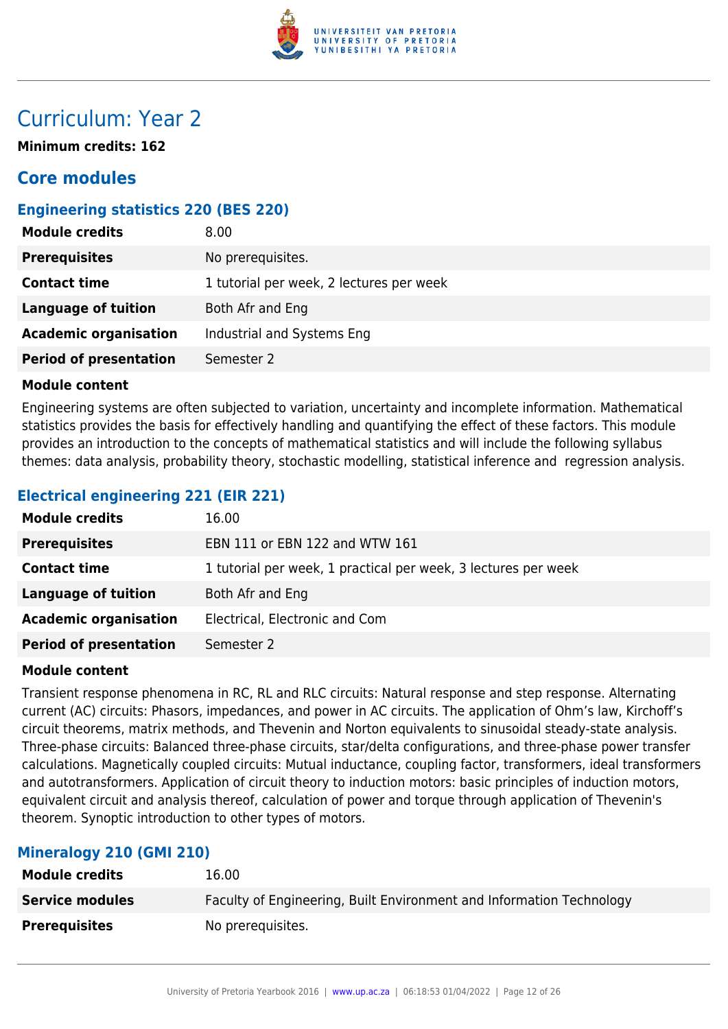# Curriculum: Year 2

**Minimum credits: 162**

## Core modules

### Engineering statistics 220 (BES 220)

| | |
|---|---|
| **Module credits** | 8.00 |
| **Prerequisites** | No prerequisites. |
| **Contact time** | 1 tutorial per week, 2 lectures per week |
| **Language of tuition** | Both Afr and Eng |
| **Academic organisation** | Industrial and Systems Eng |
| **Period of presentation** | Semester 2 |

**Module content**

Engineering systems are often subjected to variation, uncertainty and incomplete information. Mathematical statistics provides the basis for effectively handling and quantifying the effect of these factors. This module provides an introduction to the concepts of mathematical statistics and will include the following syllabus themes: data analysis, probability theory, stochastic modelling, statistical inference and regression analysis.

### Electrical engineering 221 (EIR 221)

| | |
|---|---|
| **Module credits** | 16.00 |
| **Prerequisites** | EBN 111 or EBN 122 and WTW 161 |
| **Contact time** | 1 tutorial per week, 1 practical per week, 3 lectures per week |
| **Language of tuition** | Both Afr and Eng |
| **Academic organisation** | Electrical, Electronic and Com |
| **Period of presentation** | Semester 2 |

**Module content**

Transient response phenomena in RC, RL and RLC circuits: Natural response and step response. Alternating current (AC) circuits: Phasors, impedances, and power in AC circuits. The application of Ohm's law, Kirchoff's circuit theorems, matrix methods, and Thevenin and Norton equivalents to sinusoidal steady-state analysis. Three-phase circuits: Balanced three-phase circuits, star/delta configurations, and three-phase power transfer calculations. Magnetically coupled circuits: Mutual inductance, coupling factor, transformers, ideal transformers and autotransformers. Application of circuit theory to induction motors: basic principles of induction motors, equivalent circuit and analysis thereof, calculation of power and torque through application of Thevenin's theorem. Synoptic introduction to other types of motors.

### Mineralogy 210 (GMI 210)

| | |
|---|---|
| **Module credits** | 16.00 |
| **Service modules** | Faculty of Engineering, Built Environment and Information Technology |
| **Prerequisites** | No prerequisites. |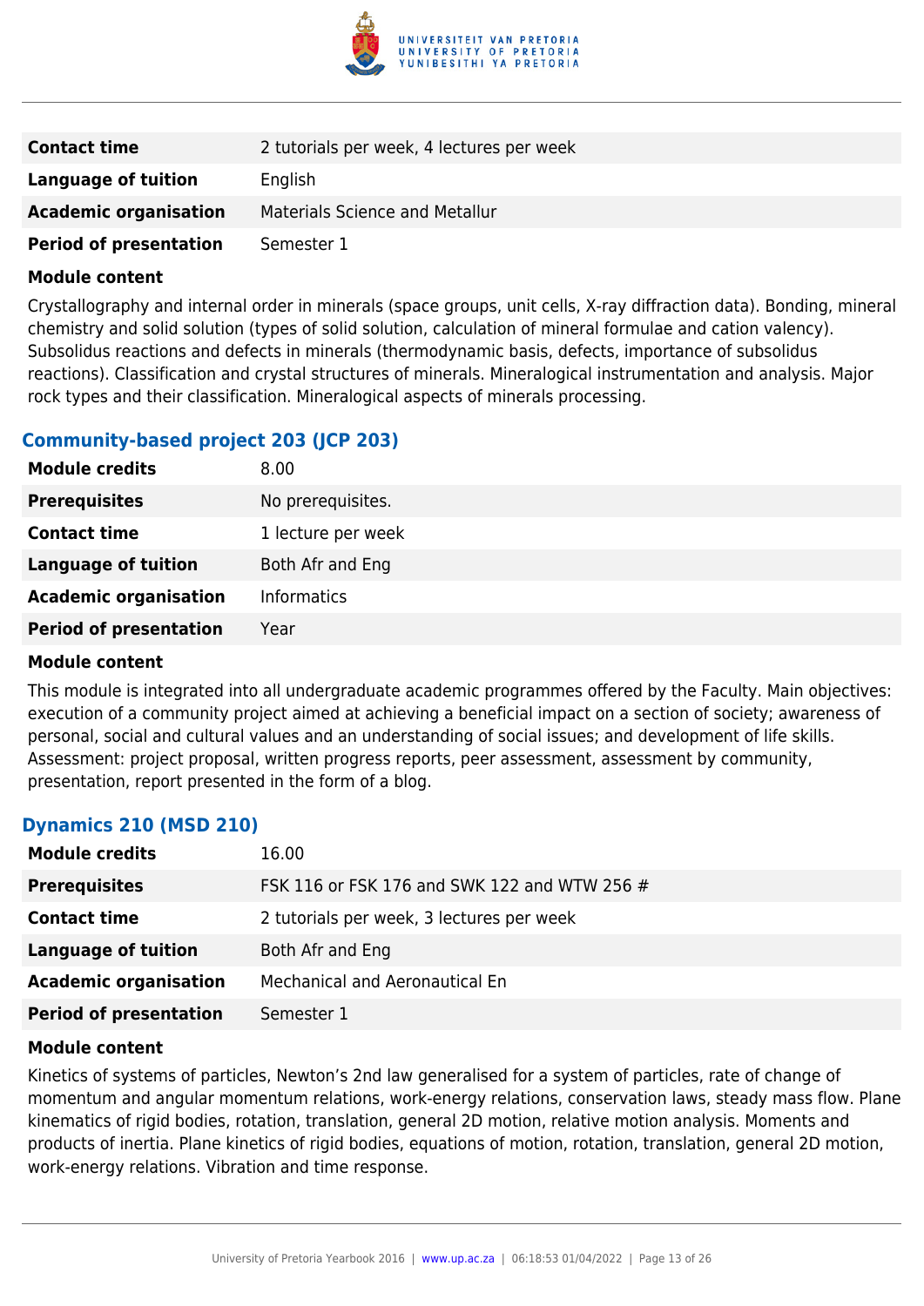| | |
|---|---|
| **Contact time** | 2 tutorials per week, 4 lectures per week |
| **Language of tuition** | English |
| **Academic organisation** | Materials Science and Metallur |
| **Period of presentation** | Semester 1 |

**Module content**

Crystallography and internal order in minerals (space groups, unit cells, X-ray diffraction data). Bonding, mineral chemistry and solid solution (types of solid solution, calculation of mineral formulae and cation valency). Subsolidus reactions and defects in minerals (thermodynamic basis, defects, importance of subsolidus reactions). Classification and crystal structures of minerals. Mineralogical instrumentation and analysis. Major rock types and their classification. Mineralogical aspects of minerals processing.

### Community-based project 203 (JCP 203)

| | |
|---|---|
| **Module credits** | 8.00 |
| **Prerequisites** | No prerequisites. |
| **Contact time** | 1 lecture per week |
| **Language of tuition** | Both Afr and Eng |
| **Academic organisation** | Informatics |
| **Period of presentation** | Year |

**Module content**

This module is integrated into all undergraduate academic programmes offered by the Faculty. Main objectives: execution of a community project aimed at achieving a beneficial impact on a section of society; awareness of personal, social and cultural values and an understanding of social issues; and development of life skills. Assessment: project proposal, written progress reports, peer assessment, assessment by community, presentation, report presented in the form of a blog.

### Dynamics 210 (MSD 210)

| | |
|---|---|
| **Module credits** | 16.00 |
| **Prerequisites** | FSK 116 or FSK 176 and SWK 122 and WTW 256 # |
| **Contact time** | 2 tutorials per week, 3 lectures per week |
| **Language of tuition** | Both Afr and Eng |
| **Academic organisation** | Mechanical and Aeronautical En |
| **Period of presentation** | Semester 1 |

**Module content**

Kinetics of systems of particles, Newton's 2nd law generalised for a system of particles, rate of change of momentum and angular momentum relations, work-energy relations, conservation laws, steady mass flow. Plane kinematics of rigid bodies, rotation, translation, general 2D motion, relative motion analysis. Moments and products of inertia. Plane kinetics of rigid bodies, equations of motion, rotation, translation, general 2D motion, work-energy relations. Vibration and time response.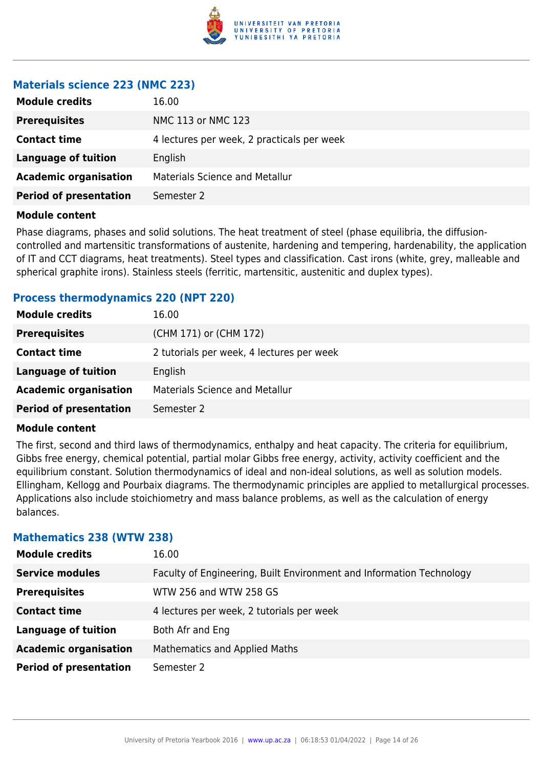### Materials science 223 (NMC 223)

| | |
|---|---|
| **Module credits** | 16.00 |
| **Prerequisites** | NMC 113 or NMC 123 |
| **Contact time** | 4 lectures per week, 2 practicals per week |
| **Language of tuition** | English |
| **Academic organisation** | Materials Science and Metallur |
| **Period of presentation** | Semester 2 |

**Module content**

Phase diagrams, phases and solid solutions. The heat treatment of steel (phase equilibria, the diffusion-controlled and martensitic transformations of austenite, hardening and tempering, hardenability, the application of IT and CCT diagrams, heat treatments). Steel types and classification. Cast irons (white, grey, malleable and spherical graphite irons). Stainless steels (ferritic, martensitic, austenitic and duplex types).

### Process thermodynamics 220 (NPT 220)

| | |
|---|---|
| **Module credits** | 16.00 |
| **Prerequisites** | (CHM 171) or (CHM 172) |
| **Contact time** | 2 tutorials per week, 4 lectures per week |
| **Language of tuition** | English |
| **Academic organisation** | Materials Science and Metallur |
| **Period of presentation** | Semester 2 |

**Module content**

The first, second and third laws of thermodynamics, enthalpy and heat capacity. The criteria for equilibrium, Gibbs free energy, chemical potential, partial molar Gibbs free energy, activity, activity coefficient and the equilibrium constant. Solution thermodynamics of ideal and non-ideal solutions, as well as solution models. Ellingham, Kellogg and Pourbaix diagrams. The thermodynamic principles are applied to metallurgical processes. Applications also include stoichiometry and mass balance problems, as well as the calculation of energy balances.

### Mathematics 238 (WTW 238)

| | |
|---|---|
| **Module credits** | 16.00 |
| **Service modules** | Faculty of Engineering, Built Environment and Information Technology |
| **Prerequisites** | WTW 256 and WTW 258 GS |
| **Contact time** | 4 lectures per week, 2 tutorials per week |
| **Language of tuition** | Both Afr and Eng |
| **Academic organisation** | Mathematics and Applied Maths |
| **Period of presentation** | Semester 2 |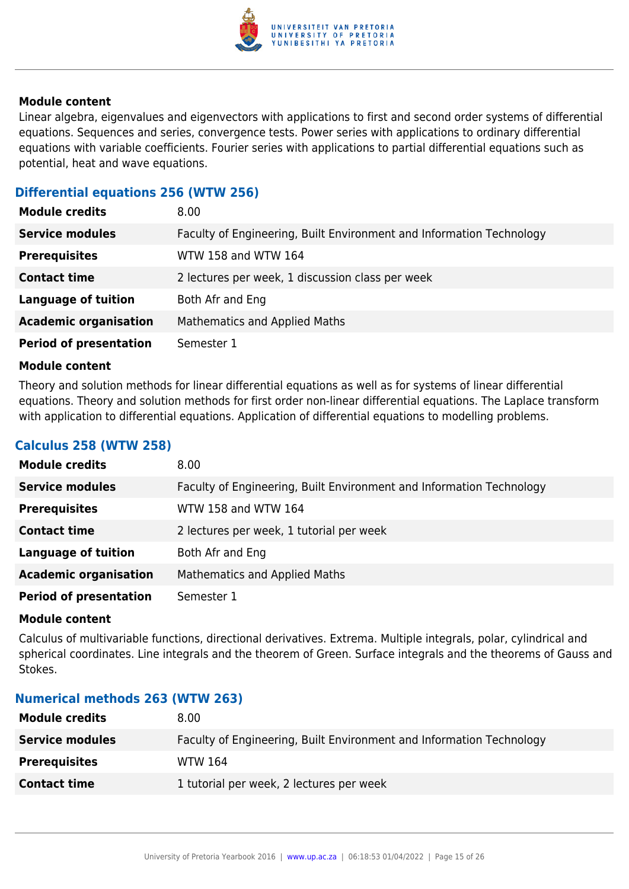#### Module content

Linear algebra, eigenvalues and eigenvectors with applications to first and second order systems of differential equations. Sequences and series, convergence tests. Power series with applications to ordinary differential equations with variable coefficients. Fourier series with applications to partial differential equations such as potential, heat and wave equations.

### Differential equations 256 (WTW 256)

| | |
|---|---|
| **Module credits** | 8.00 |
| **Service modules** | Faculty of Engineering, Built Environment and Information Technology |
| **Prerequisites** | WTW 158 and WTW 164 |
| **Contact time** | 2 lectures per week, 1 discussion class per week |
| **Language of tuition** | Both Afr and Eng |
| **Academic organisation** | Mathematics and Applied Maths |
| **Period of presentation** | Semester 1 |

#### Module content

Theory and solution methods for linear differential equations as well as for systems of linear differential equations. Theory and solution methods for first order non-linear differential equations. The Laplace transform with application to differential equations. Application of differential equations to modelling problems.

### Calculus 258 (WTW 258)

| | |
|---|---|
| **Module credits** | 8.00 |
| **Service modules** | Faculty of Engineering, Built Environment and Information Technology |
| **Prerequisites** | WTW 158 and WTW 164 |
| **Contact time** | 2 lectures per week, 1 tutorial per week |
| **Language of tuition** | Both Afr and Eng |
| **Academic organisation** | Mathematics and Applied Maths |
| **Period of presentation** | Semester 1 |

#### Module content

Calculus of multivariable functions, directional derivatives. Extrema. Multiple integrals, polar, cylindrical and spherical coordinates. Line integrals and the theorem of Green. Surface integrals and the theorems of Gauss and Stokes.

### Numerical methods 263 (WTW 263)

| | |
|---|---|
| **Module credits** | 8.00 |
| **Service modules** | Faculty of Engineering, Built Environment and Information Technology |
| **Prerequisites** | WTW 164 |
| **Contact time** | 1 tutorial per week, 2 lectures per week |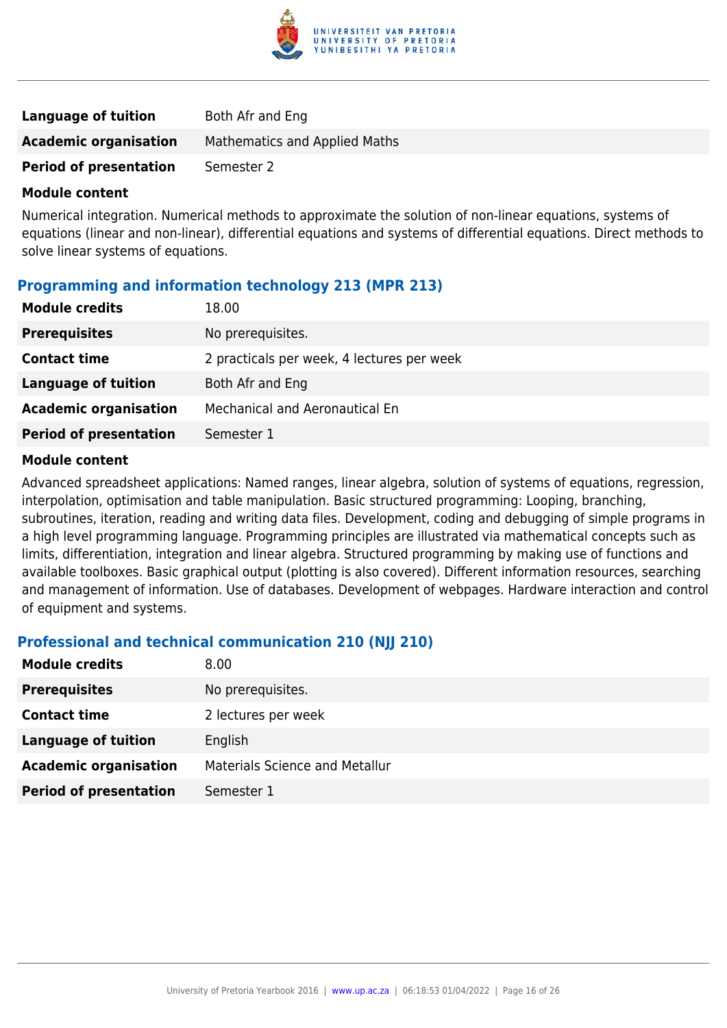| | |
|---|---|
| **Language of tuition** | Both Afr and Eng |
| **Academic organisation** | Mathematics and Applied Maths |
| **Period of presentation** | Semester 2 |

**Module content**

Numerical integration. Numerical methods to approximate the solution of non-linear equations, systems of equations (linear and non-linear), differential equations and systems of differential equations. Direct methods to solve linear systems of equations.

### Programming and information technology 213 (MPR 213)

| | |
|---|---|
| **Module credits** | 18.00 |
| **Prerequisites** | No prerequisites. |
| **Contact time** | 2 practicals per week, 4 lectures per week |
| **Language of tuition** | Both Afr and Eng |
| **Academic organisation** | Mechanical and Aeronautical En |
| **Period of presentation** | Semester 1 |

**Module content**

Advanced spreadsheet applications: Named ranges, linear algebra, solution of systems of equations, regression, interpolation, optimisation and table manipulation. Basic structured programming: Looping, branching, subroutines, iteration, reading and writing data files. Development, coding and debugging of simple programs in a high level programming language. Programming principles are illustrated via mathematical concepts such as limits, differentiation, integration and linear algebra. Structured programming by making use of functions and available toolboxes. Basic graphical output (plotting is also covered). Different information resources, searching and management of information. Use of databases. Development of webpages. Hardware interaction and control of equipment and systems.

### Professional and technical communication 210 (NJJ 210)

| | |
|---|---|
| **Module credits** | 8.00 |
| **Prerequisites** | No prerequisites. |
| **Contact time** | 2 lectures per week |
| **Language of tuition** | English |
| **Academic organisation** | Materials Science and Metallur |
| **Period of presentation** | Semester 1 |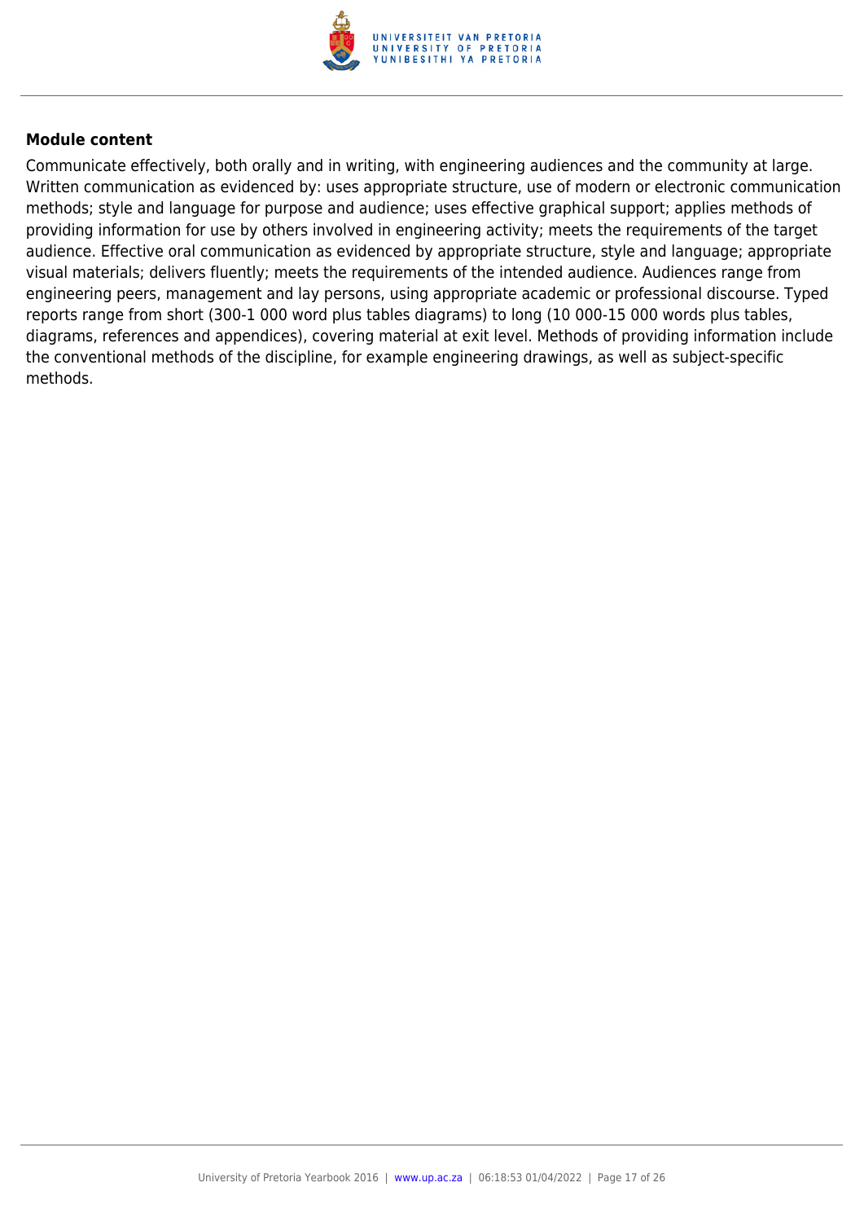**Module content**

Communicate effectively, both orally and in writing, with engineering audiences and the community at large. Written communication as evidenced by: uses appropriate structure, use of modern or electronic communication methods; style and language for purpose and audience; uses effective graphical support; applies methods of providing information for use by others involved in engineering activity; meets the requirements of the target audience. Effective oral communication as evidenced by appropriate structure, style and language; appropriate visual materials; delivers fluently; meets the requirements of the intended audience. Audiences range from engineering peers, management and lay persons, using appropriate academic or professional discourse. Typed reports range from short (300-1 000 word plus tables diagrams) to long (10 000-15 000 words plus tables, diagrams, references and appendices), covering material at exit level. Methods of providing information include the conventional methods of the discipline, for example engineering drawings, as well as subject-specific methods.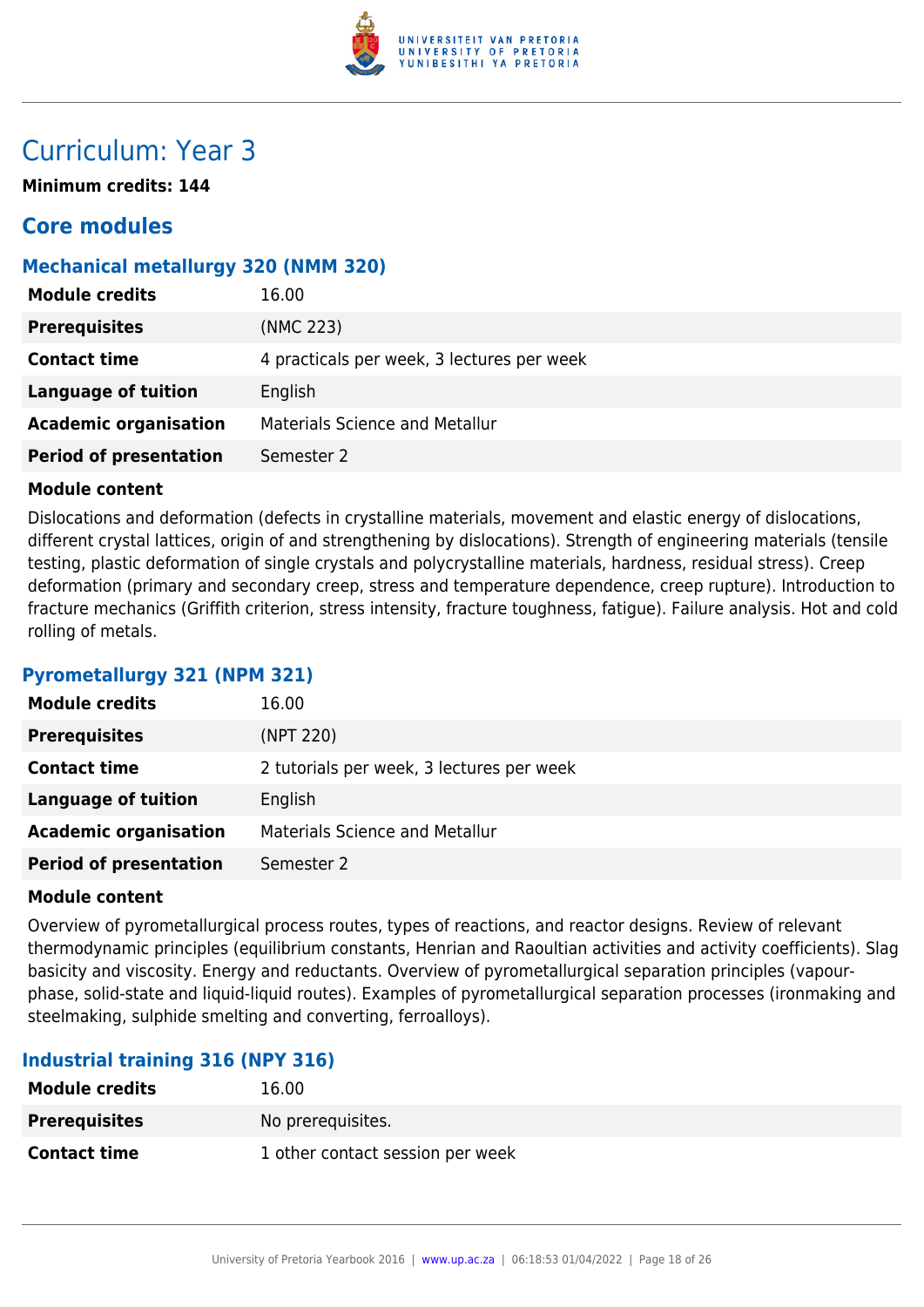# Curriculum: Year 3

**Minimum credits: 144**

## Core modules

### Mechanical metallurgy 320 (NMM 320)

| | |
|---|---|
| **Module credits** | 16.00 |
| **Prerequisites** | (NMC 223) |
| **Contact time** | 4 practicals per week, 3 lectures per week |
| **Language of tuition** | English |
| **Academic organisation** | Materials Science and Metallur |
| **Period of presentation** | Semester 2 |

**Module content**

Dislocations and deformation (defects in crystalline materials, movement and elastic energy of dislocations, different crystal lattices, origin of and strengthening by dislocations). Strength of engineering materials (tensile testing, plastic deformation of single crystals and polycrystalline materials, hardness, residual stress). Creep deformation (primary and secondary creep, stress and temperature dependence, creep rupture). Introduction to fracture mechanics (Griffith criterion, stress intensity, fracture toughness, fatigue). Failure analysis. Hot and cold rolling of metals.

### Pyrometallurgy 321 (NPM 321)

| | |
|---|---|
| **Module credits** | 16.00 |
| **Prerequisites** | (NPT 220) |
| **Contact time** | 2 tutorials per week, 3 lectures per week |
| **Language of tuition** | English |
| **Academic organisation** | Materials Science and Metallur |
| **Period of presentation** | Semester 2 |

**Module content**

Overview of pyrometallurgical process routes, types of reactions, and reactor designs. Review of relevant thermodynamic principles (equilibrium constants, Henrian and Raoultian activities and activity coefficients). Slag basicity and viscosity. Energy and reductants. Overview of pyrometallurgical separation principles (vapour-phase, solid-state and liquid-liquid routes). Examples of pyrometallurgical separation processes (ironmaking and steelmaking, sulphide smelting and converting, ferroalloys).

### Industrial training 316 (NPY 316)

| | |
|---|---|
| **Module credits** | 16.00 |
| **Prerequisites** | No prerequisites. |
| **Contact time** | 1 other contact session per week |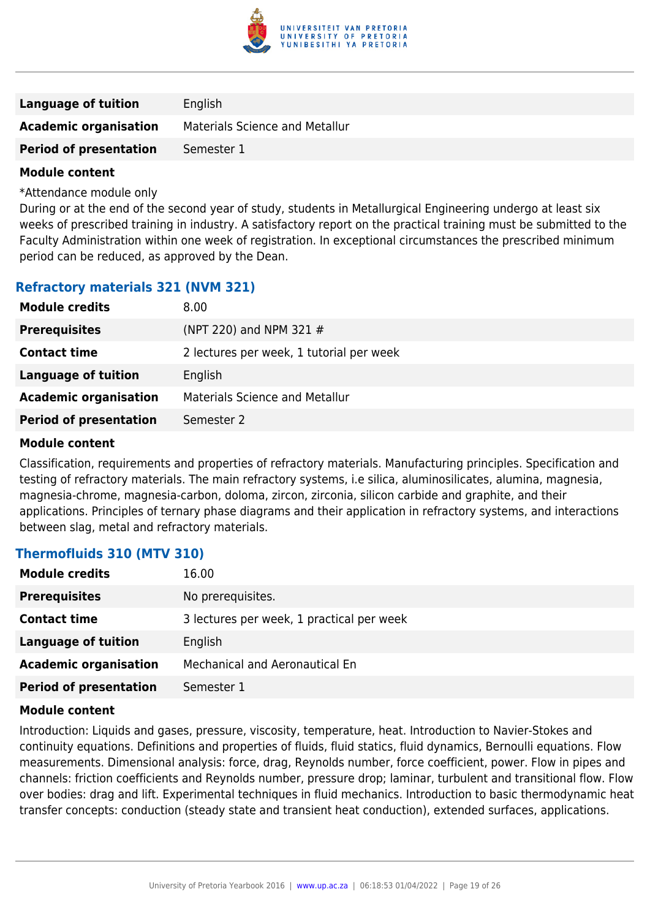| | |
|---|---|
| **Language of tuition** | English |
| **Academic organisation** | Materials Science and Metallur |
| **Period of presentation** | Semester 1 |

**Module content**

*Attendance module only
During or at the end of the second year of study, students in Metallurgical Engineering undergo at least six weeks of prescribed training in industry. A satisfactory report on the practical training must be submitted to the Faculty Administration within one week of registration. In exceptional circumstances the prescribed minimum period can be reduced, as approved by the Dean.

### Refractory materials 321 (NVM 321)

| | |
|---|---|
| **Module credits** | 8.00 |
| **Prerequisites** | (NPT 220) and NPM 321 # |
| **Contact time** | 2 lectures per week, 1 tutorial per week |
| **Language of tuition** | English |
| **Academic organisation** | Materials Science and Metallur |
| **Period of presentation** | Semester 2 |

**Module content**

Classification, requirements and properties of refractory materials. Manufacturing principles. Specification and testing of refractory materials. The main refractory systems, i.e silica, aluminosilicates, alumina, magnesia, magnesia-chrome, magnesia-carbon, doloma, zircon, zirconia, silicon carbide and graphite, and their applications. Principles of ternary phase diagrams and their application in refractory systems, and interactions between slag, metal and refractory materials.

### Thermofluids 310 (MTV 310)

| | |
|---|---|
| **Module credits** | 16.00 |
| **Prerequisites** | No prerequisites. |
| **Contact time** | 3 lectures per week, 1 practical per week |
| **Language of tuition** | English |
| **Academic organisation** | Mechanical and Aeronautical En |
| **Period of presentation** | Semester 1 |

**Module content**

Introduction: Liquids and gases, pressure, viscosity, temperature, heat. Introduction to Navier-Stokes and continuity equations. Definitions and properties of fluids, fluid statics, fluid dynamics, Bernoulli equations. Flow measurements. Dimensional analysis: force, drag, Reynolds number, force coefficient, power. Flow in pipes and channels: friction coefficients and Reynolds number, pressure drop; laminar, turbulent and transitional flow. Flow over bodies: drag and lift. Experimental techniques in fluid mechanics. Introduction to basic thermodynamic heat transfer concepts: conduction (steady state and transient heat conduction), extended surfaces, applications.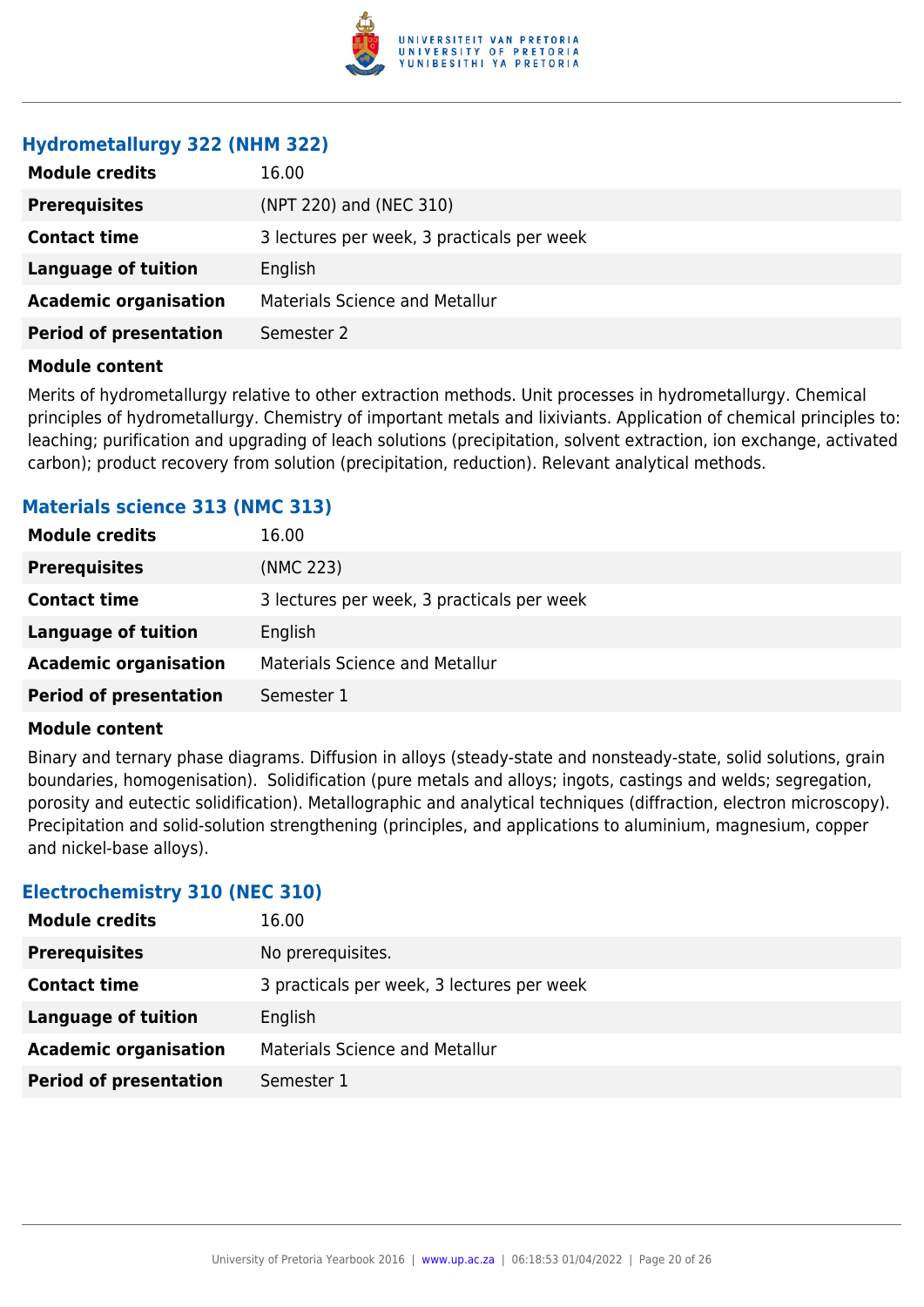### Hydrometallurgy 322 (NHM 322)

| | |
|---|---|
| **Module credits** | 16.00 |
| **Prerequisites** | (NPT 220) and (NEC 310) |
| **Contact time** | 3 lectures per week, 3 practicals per week |
| **Language of tuition** | English |
| **Academic organisation** | Materials Science and Metallur |
| **Period of presentation** | Semester 2 |

**Module content**

Merits of hydrometallurgy relative to other extraction methods. Unit processes in hydrometallurgy. Chemical principles of hydrometallurgy. Chemistry of important metals and lixiviants. Application of chemical principles to: leaching; purification and upgrading of leach solutions (precipitation, solvent extraction, ion exchange, activated carbon); product recovery from solution (precipitation, reduction). Relevant analytical methods.

### Materials science 313 (NMC 313)

| | |
|---|---|
| **Module credits** | 16.00 |
| **Prerequisites** | (NMC 223) |
| **Contact time** | 3 lectures per week, 3 practicals per week |
| **Language of tuition** | English |
| **Academic organisation** | Materials Science and Metallur |
| **Period of presentation** | Semester 1 |

**Module content**

Binary and ternary phase diagrams. Diffusion in alloys (steady-state and nonsteady-state, solid solutions, grain boundaries, homogenisation). Solidification (pure metals and alloys; ingots, castings and welds; segregation, porosity and eutectic solidification). Metallographic and analytical techniques (diffraction, electron microscopy). Precipitation and solid-solution strengthening (principles, and applications to aluminium, magnesium, copper and nickel-base alloys).

### Electrochemistry 310 (NEC 310)

| | |
|---|---|
| **Module credits** | 16.00 |
| **Prerequisites** | No prerequisites. |
| **Contact time** | 3 practicals per week, 3 lectures per week |
| **Language of tuition** | English |
| **Academic organisation** | Materials Science and Metallur |
| **Period of presentation** | Semester 1 |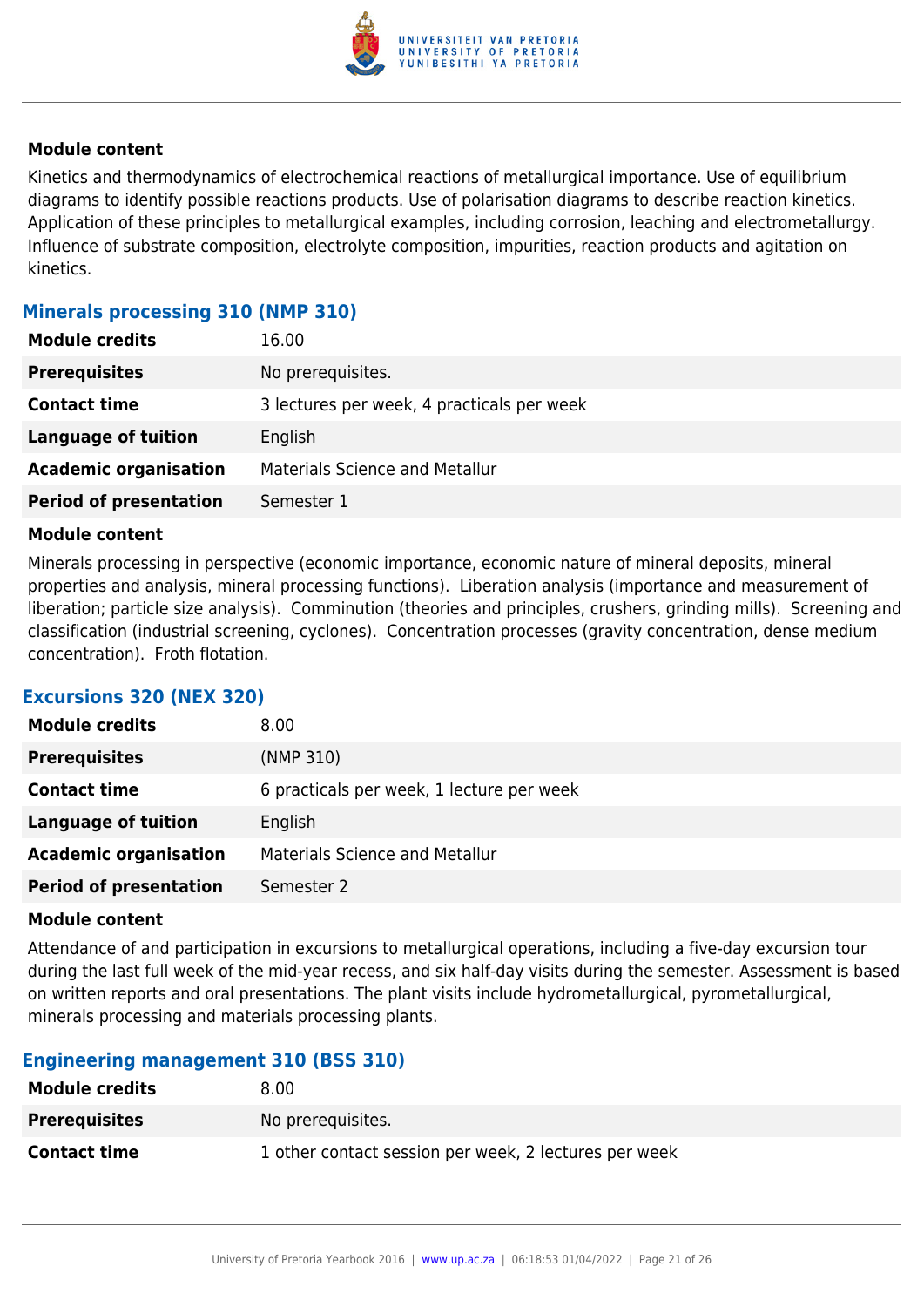**Module content**

Kinetics and thermodynamics of electrochemical reactions of metallurgical importance. Use of equilibrium diagrams to identify possible reactions products. Use of polarisation diagrams to describe reaction kinetics. Application of these principles to metallurgical examples, including corrosion, leaching and electrometallurgy. Influence of substrate composition, electrolyte composition, impurities, reaction products and agitation on kinetics.

### Minerals processing 310 (NMP 310)

| | |
|---|---|
| **Module credits** | 16.00 |
| **Prerequisites** | No prerequisites. |
| **Contact time** | 3 lectures per week, 4 practicals per week |
| **Language of tuition** | English |
| **Academic organisation** | Materials Science and Metallur |
| **Period of presentation** | Semester 1 |

**Module content**

Minerals processing in perspective (economic importance, economic nature of mineral deposits, mineral properties and analysis, mineral processing functions). Liberation analysis (importance and measurement of liberation; particle size analysis). Comminution (theories and principles, crushers, grinding mills). Screening and classification (industrial screening, cyclones). Concentration processes (gravity concentration, dense medium concentration). Froth flotation.

### Excursions 320 (NEX 320)

| | |
|---|---|
| **Module credits** | 8.00 |
| **Prerequisites** | (NMP 310) |
| **Contact time** | 6 practicals per week, 1 lecture per week |
| **Language of tuition** | English |
| **Academic organisation** | Materials Science and Metallur |
| **Period of presentation** | Semester 2 |

**Module content**

Attendance of and participation in excursions to metallurgical operations, including a five-day excursion tour during the last full week of the mid-year recess, and six half-day visits during the semester. Assessment is based on written reports and oral presentations. The plant visits include hydrometallurgical, pyrometallurgical, minerals processing and materials processing plants.

### Engineering management 310 (BSS 310)

| | |
|---|---|
| **Module credits** | 8.00 |
| **Prerequisites** | No prerequisites. |
| **Contact time** | 1 other contact session per week, 2 lectures per week |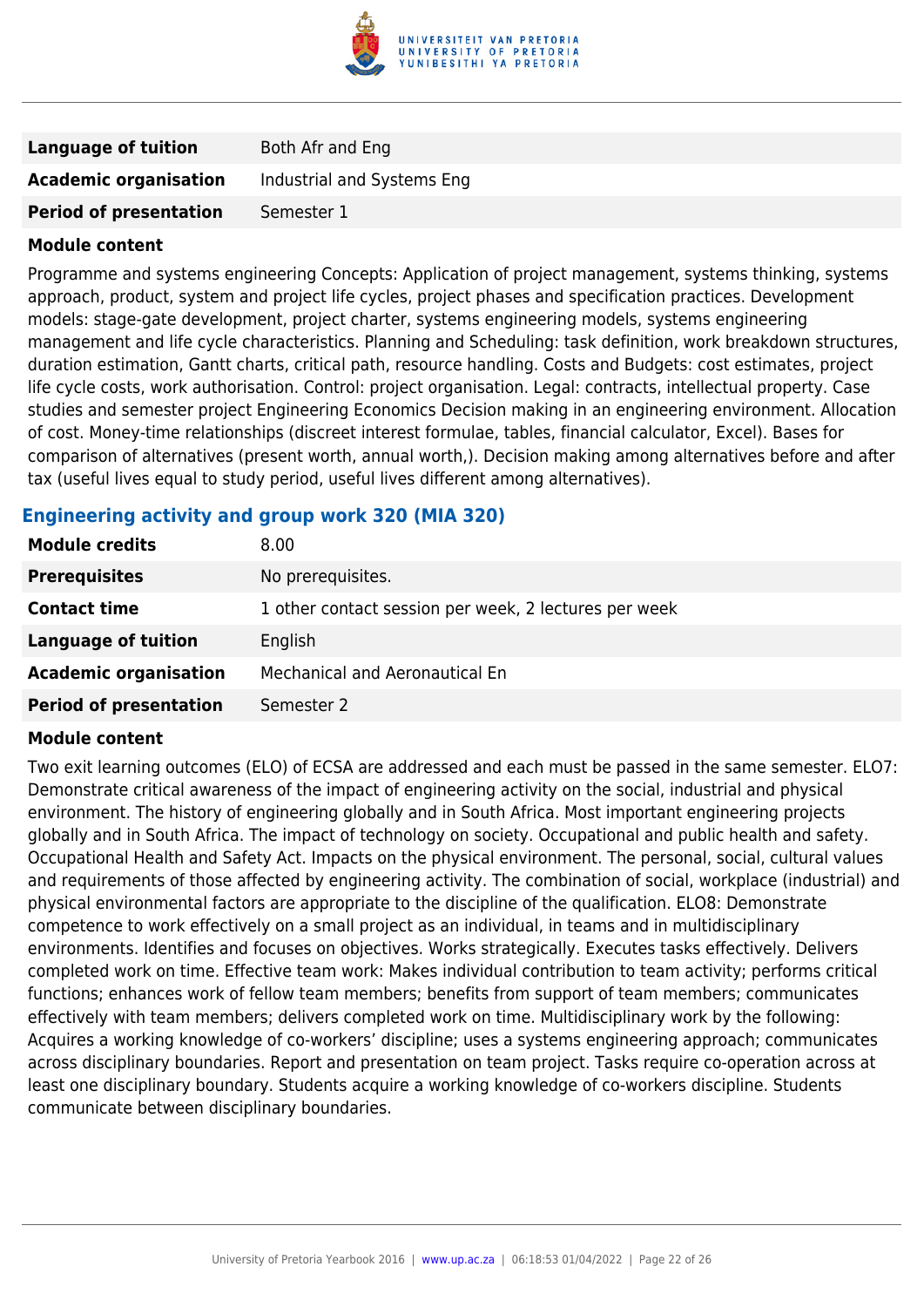| | |
|---|---|
| **Language of tuition** | Both Afr and Eng |
| **Academic organisation** | Industrial and Systems Eng |
| **Period of presentation** | Semester 1 |

**Module content**

Programme and systems engineering Concepts: Application of project management, systems thinking, systems approach, product, system and project life cycles, project phases and specification practices. Development models: stage-gate development, project charter, systems engineering models, systems engineering management and life cycle characteristics. Planning and Scheduling: task definition, work breakdown structures, duration estimation, Gantt charts, critical path, resource handling. Costs and Budgets: cost estimates, project life cycle costs, work authorisation. Control: project organisation. Legal: contracts, intellectual property. Case studies and semester project Engineering Economics Decision making in an engineering environment. Allocation of cost. Money-time relationships (discreet interest formulae, tables, financial calculator, Excel). Bases for comparison of alternatives (present worth, annual worth,). Decision making among alternatives before and after tax (useful lives equal to study period, useful lives different among alternatives).

### Engineering activity and group work 320 (MIA 320)

| | |
|---|---|
| **Module credits** | 8.00 |
| **Prerequisites** | No prerequisites. |
| **Contact time** | 1 other contact session per week, 2 lectures per week |
| **Language of tuition** | English |
| **Academic organisation** | Mechanical and Aeronautical En |
| **Period of presentation** | Semester 2 |

**Module content**

Two exit learning outcomes (ELO) of ECSA are addressed and each must be passed in the same semester. ELO7: Demonstrate critical awareness of the impact of engineering activity on the social, industrial and physical environment. The history of engineering globally and in South Africa. Most important engineering projects globally and in South Africa. The impact of technology on society. Occupational and public health and safety. Occupational Health and Safety Act. Impacts on the physical environment. The personal, social, cultural values and requirements of those affected by engineering activity. The combination of social, workplace (industrial) and physical environmental factors are appropriate to the discipline of the qualification. ELO8: Demonstrate competence to work effectively on a small project as an individual, in teams and in multidisciplinary environments. Identifies and focuses on objectives. Works strategically. Executes tasks effectively. Delivers completed work on time. Effective team work: Makes individual contribution to team activity; performs critical functions; enhances work of fellow team members; benefits from support of team members; communicates effectively with team members; delivers completed work on time. Multidisciplinary work by the following: Acquires a working knowledge of co-workers' discipline; uses a systems engineering approach; communicates across disciplinary boundaries. Report and presentation on team project. Tasks require co-operation across at least one disciplinary boundary. Students acquire a working knowledge of co-workers discipline. Students communicate between disciplinary boundaries.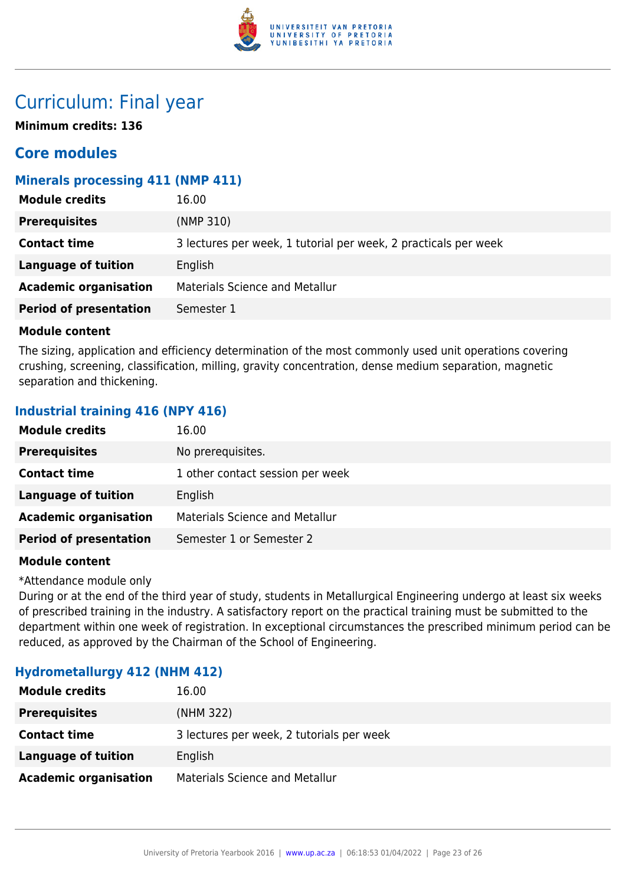# Curriculum: Final year

**Minimum credits: 136**

## Core modules

### Minerals processing 411 (NMP 411)

| | |
|---|---|
| **Module credits** | 16.00 |
| **Prerequisites** | (NMP 310) |
| **Contact time** | 3 lectures per week, 1 tutorial per week, 2 practicals per week |
| **Language of tuition** | English |
| **Academic organisation** | Materials Science and Metallur |
| **Period of presentation** | Semester 1 |

**Module content**

The sizing, application and efficiency determination of the most commonly used unit operations covering crushing, screening, classification, milling, gravity concentration, dense medium separation, magnetic separation and thickening.

### Industrial training 416 (NPY 416)

| | |
|---|---|
| **Module credits** | 16.00 |
| **Prerequisites** | No prerequisites. |
| **Contact time** | 1 other contact session per week |
| **Language of tuition** | English |
| **Academic organisation** | Materials Science and Metallur |
| **Period of presentation** | Semester 1 or Semester 2 |

**Module content**

*Attendance module only

During or at the end of the third year of study, students in Metallurgical Engineering undergo at least six weeks of prescribed training in the industry. A satisfactory report on the practical training must be submitted to the department within one week of registration. In exceptional circumstances the prescribed minimum period can be reduced, as approved by the Chairman of the School of Engineering.

### Hydrometallurgy 412 (NHM 412)

| | |
|---|---|
| **Module credits** | 16.00 |
| **Prerequisites** | (NHM 322) |
| **Contact time** | 3 lectures per week, 2 tutorials per week |
| **Language of tuition** | English |
| **Academic organisation** | Materials Science and Metallur |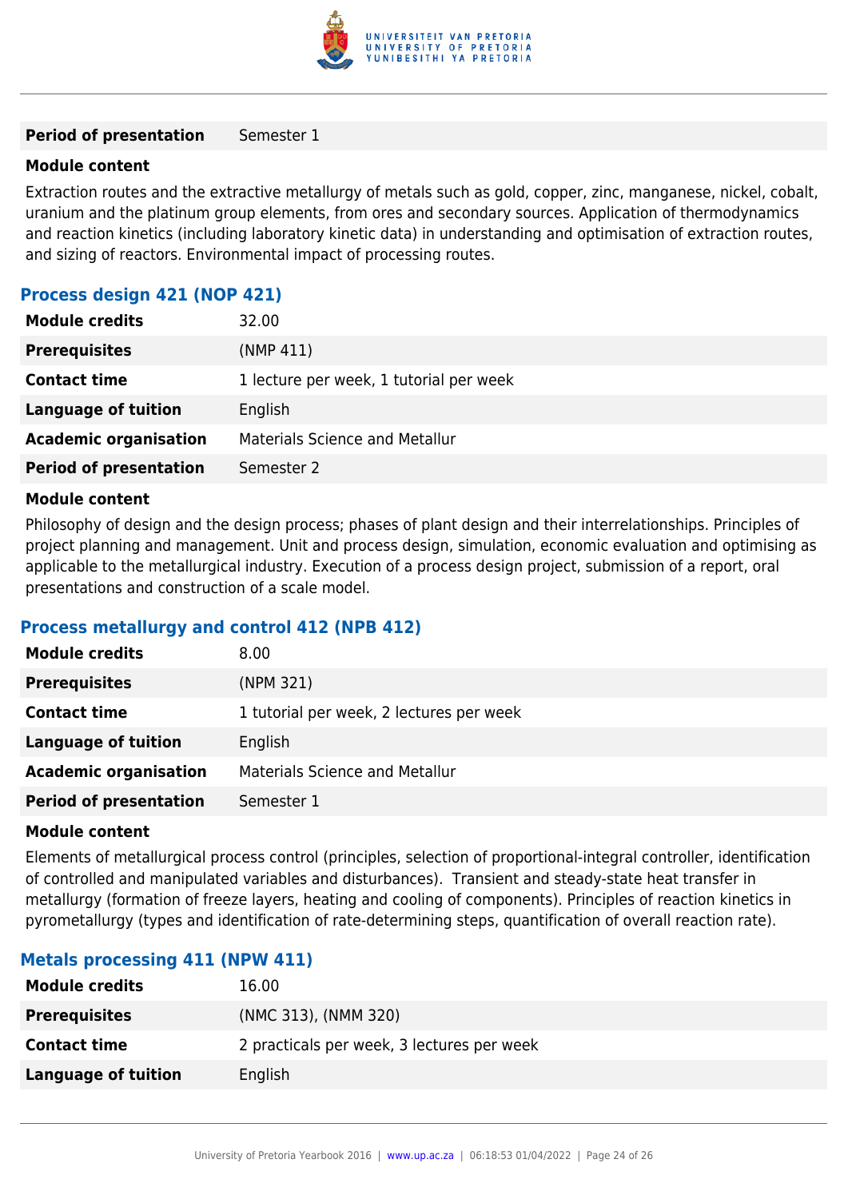| | |
|---|---|
| **Period of presentation** | Semester 1 |

**Module content**

Extraction routes and the extractive metallurgy of metals such as gold, copper, zinc, manganese, nickel, cobalt, uranium and the platinum group elements, from ores and secondary sources. Application of thermodynamics and reaction kinetics (including laboratory kinetic data) in understanding and optimisation of extraction routes, and sizing of reactors. Environmental impact of processing routes.

### Process design 421 (NOP 421)

| | |
|---|---|
| **Module credits** | 32.00 |
| **Prerequisites** | (NMP 411) |
| **Contact time** | 1 lecture per week, 1 tutorial per week |
| **Language of tuition** | English |
| **Academic organisation** | Materials Science and Metallur |
| **Period of presentation** | Semester 2 |

**Module content**

Philosophy of design and the design process; phases of plant design and their interrelationships. Principles of project planning and management. Unit and process design, simulation, economic evaluation and optimising as applicable to the metallurgical industry. Execution of a process design project, submission of a report, oral presentations and construction of a scale model.

### Process metallurgy and control 412 (NPB 412)

| | |
|---|---|
| **Module credits** | 8.00 |
| **Prerequisites** | (NPM 321) |
| **Contact time** | 1 tutorial per week, 2 lectures per week |
| **Language of tuition** | English |
| **Academic organisation** | Materials Science and Metallur |
| **Period of presentation** | Semester 1 |

**Module content**

Elements of metallurgical process control (principles, selection of proportional-integral controller, identification of controlled and manipulated variables and disturbances). Transient and steady-state heat transfer in metallurgy (formation of freeze layers, heating and cooling of components). Principles of reaction kinetics in pyrometallurgy (types and identification of rate-determining steps, quantification of overall reaction rate).

### Metals processing 411 (NPW 411)

| | |
|---|---|
| **Module credits** | 16.00 |
| **Prerequisites** | (NMC 313), (NMM 320) |
| **Contact time** | 2 practicals per week, 3 lectures per week |
| **Language of tuition** | English |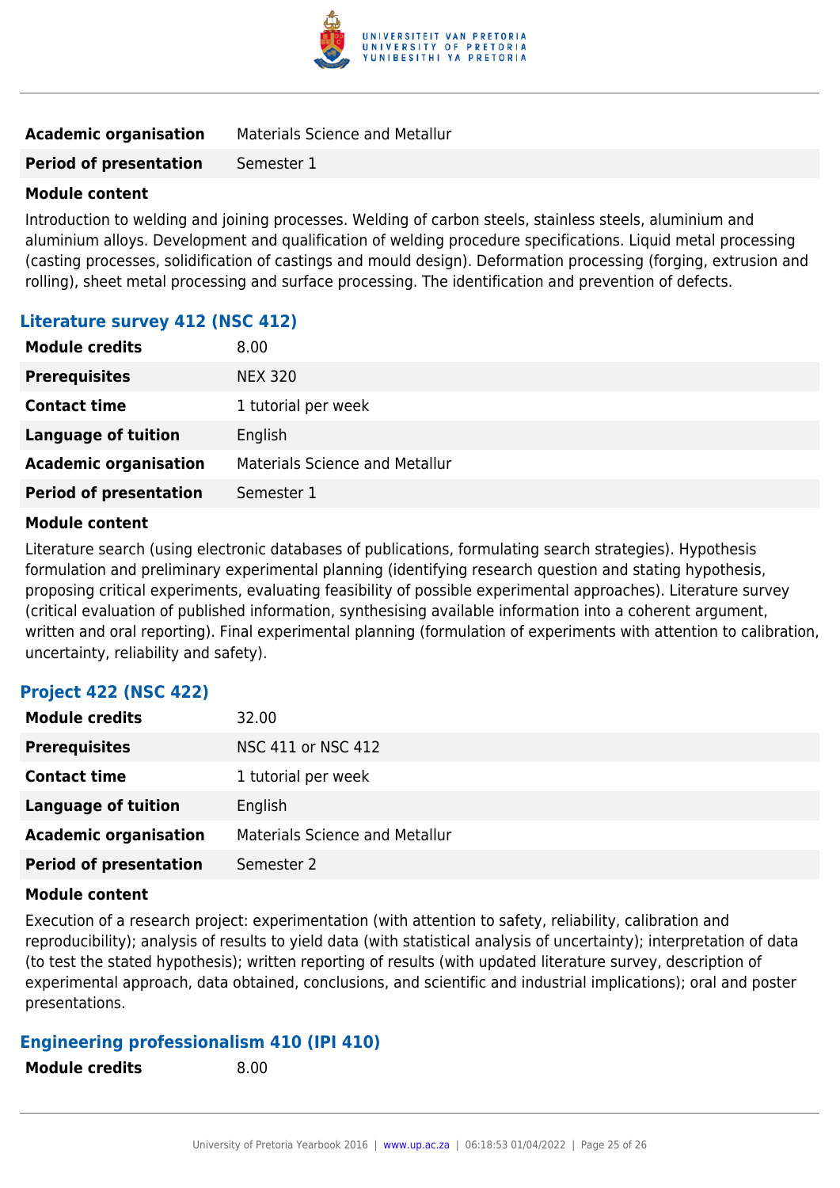| | |
|---|---|
| **Academic organisation** | Materials Science and Metallur |
| **Period of presentation** | Semester 1 |

**Module content**

Introduction to welding and joining processes. Welding of carbon steels, stainless steels, aluminium and aluminium alloys. Development and qualification of welding procedure specifications. Liquid metal processing (casting processes, solidification of castings and mould design). Deformation processing (forging, extrusion and rolling), sheet metal processing and surface processing. The identification and prevention of defects.

### Literature survey 412 (NSC 412)

| | |
|---|---|
| **Module credits** | 8.00 |
| **Prerequisites** | NEX 320 |
| **Contact time** | 1 tutorial per week |
| **Language of tuition** | English |
| **Academic organisation** | Materials Science and Metallur |
| **Period of presentation** | Semester 1 |

**Module content**

Literature search (using electronic databases of publications, formulating search strategies). Hypothesis formulation and preliminary experimental planning (identifying research question and stating hypothesis, proposing critical experiments, evaluating feasibility of possible experimental approaches). Literature survey (critical evaluation of published information, synthesising available information into a coherent argument, written and oral reporting). Final experimental planning (formulation of experiments with attention to calibration, uncertainty, reliability and safety).

### Project 422 (NSC 422)

| | |
|---|---|
| **Module credits** | 32.00 |
| **Prerequisites** | NSC 411 or NSC 412 |
| **Contact time** | 1 tutorial per week |
| **Language of tuition** | English |
| **Academic organisation** | Materials Science and Metallur |
| **Period of presentation** | Semester 2 |

**Module content**

Execution of a research project: experimentation (with attention to safety, reliability, calibration and reproducibility); analysis of results to yield data (with statistical analysis of uncertainty); interpretation of data (to test the stated hypothesis); written reporting of results (with updated literature survey, description of experimental approach, data obtained, conclusions, and scientific and industrial implications); oral and poster presentations.

### Engineering professionalism 410 (IPI 410)

| | |
|---|---|
| **Module credits** | 8.00 |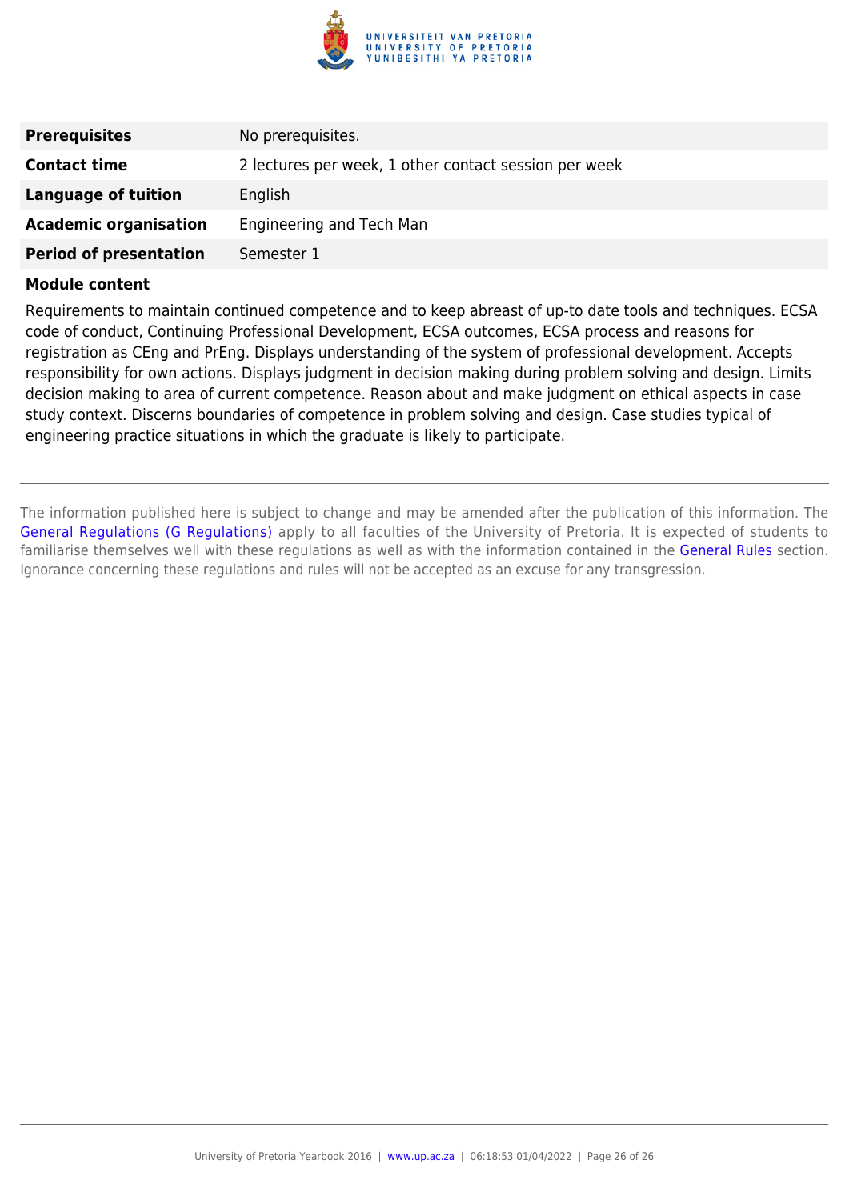| | |
|---|---|
| **Prerequisites** | No prerequisites. |
| **Contact time** | 2 lectures per week, 1 other contact session per week |
| **Language of tuition** | English |
| **Academic organisation** | Engineering and Tech Man |
| **Period of presentation** | Semester 1 |

**Module content**

Requirements to maintain continued competence and to keep abreast of up-to date tools and techniques. ECSA code of conduct, Continuing Professional Development, ECSA outcomes, ECSA process and reasons for registration as CEng and PrEng. Displays understanding of the system of professional development. Accepts responsibility for own actions. Displays judgment in decision making during problem solving and design. Limits decision making to area of current competence. Reason about and make judgment on ethical aspects in case study context. Discerns boundaries of competence in problem solving and design. Case studies typical of engineering practice situations in which the graduate is likely to participate.

The information published here is subject to change and may be amended after the publication of this information. The General Regulations (G Regulations) apply to all faculties of the University of Pretoria. It is expected of students to familiarise themselves well with these regulations as well as with the information contained in the General Rules section. Ignorance concerning these regulations and rules will not be accepted as an excuse for any transgression.